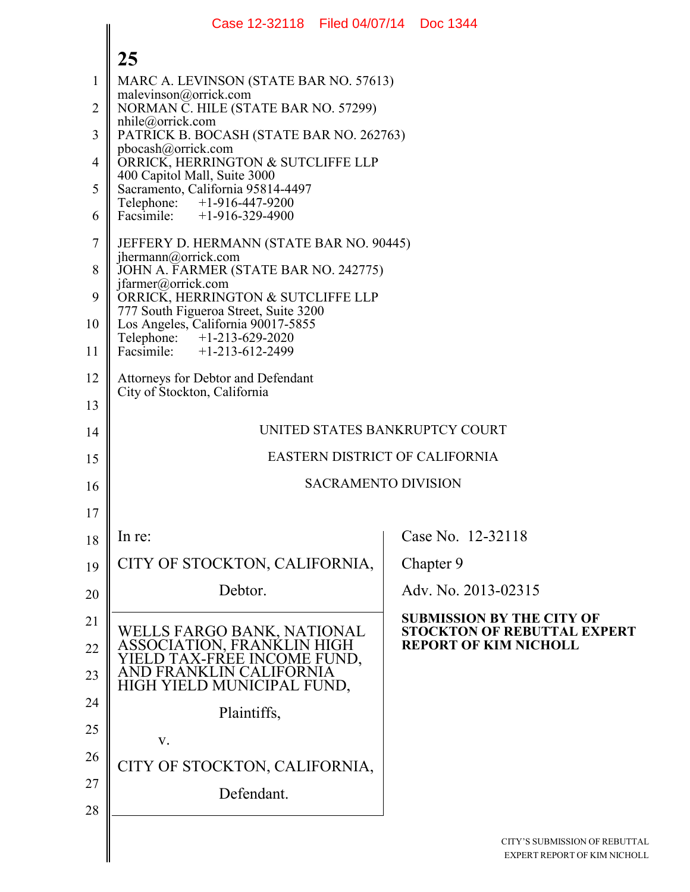MARC A. LEVINSON (STATE BAR NO. 57613)
malevinson@orrick.com
NORMAN C. HILE (STATE BAR NO. 57299)
nhile@orrick.com
PATRICK B. BOCASH (STATE BAR NO. 262763)
pbocash@orrick.com
ORRICK, HERRINGTON & SUTCLIFFE LLP
400 Capitol Mall, Suite 3000
Sacramento, California 95814-4497
Telephone: +1-916-447-9200
Facsimile: +1-916-329-4900

JEFFERY D. HERMANN (STATE BAR NO. 90445)
jhermann@orrick.com
JOHN A. FARMER (STATE BAR NO. 242775)
jfarmer@orrick.com
ORRICK, HERRINGTON & SUTCLIFFE LLP
777 South Figueroa Street, Suite 3200
Los Angeles, California 90017-5855
Telephone: +1-213-629-2020
Facsimile: +1-213-612-2499

Attorneys for Debtor and Defendant
City of Stockton, California

UNITED STATES BANKRUPTCY COURT

EASTERN DISTRICT OF CALIFORNIA

SACRAMENTO DIVISION

| | |
|---|---|
| In re:<br><br>CITY OF STOCKTON, CALIFORNIA,<br><br>Debtor. | Case No. 12-32118<br><br>Chapter 9<br><br>Adv. No. 2013-02315 |
| WELLS FARGO BANK, NATIONAL ASSOCIATION, FRANKLIN HIGH YIELD TAX-FREE INCOME FUND, AND FRANKLIN CALIFORNIA HIGH YIELD MUNICIPAL FUND,<br><br>Plaintiffs,<br><br>v.<br><br>CITY OF STOCKTON, CALIFORNIA,<br><br>Defendant. | **SUBMISSION BY THE CITY OF STOCKTON OF REBUTTAL EXPERT REPORT OF KIM NICHOLL** |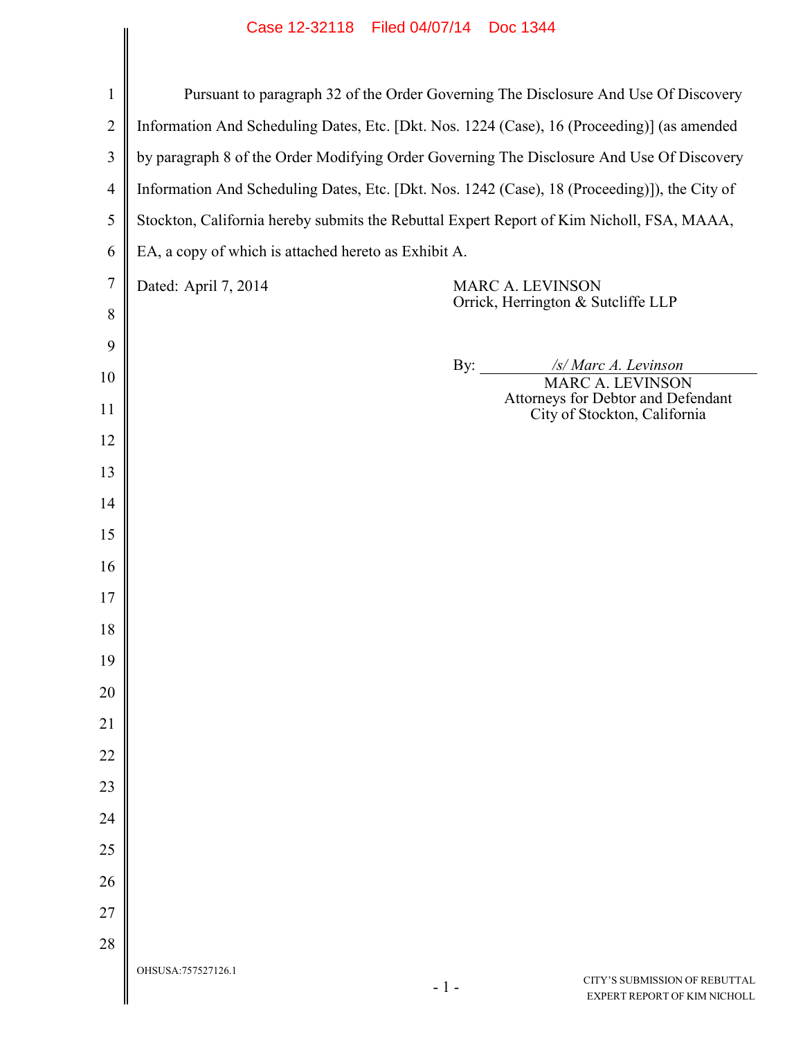Pursuant to paragraph 32 of the Order Governing The Disclosure And Use Of Discovery Information And Scheduling Dates, Etc. [Dkt. Nos. 1224 (Case), 16 (Proceeding)] (as amended by paragraph 8 of the Order Modifying Order Governing The Disclosure And Use Of Discovery Information And Scheduling Dates, Etc. [Dkt. Nos. 1242 (Case), 18 (Proceeding)]), the City of Stockton, California hereby submits the Rebuttal Expert Report of Kim Nicholl, FSA, MAAA, EA, a copy of which is attached hereto as Exhibit A.

Dated: April 7, 2014

MARC A. LEVINSON
Orrick, Herrington & Sutcliffe LLP

By: */s/ Marc A. Levinson*
MARC A. LEVINSON
Attorneys for Debtor and Defendant
City of Stockton, California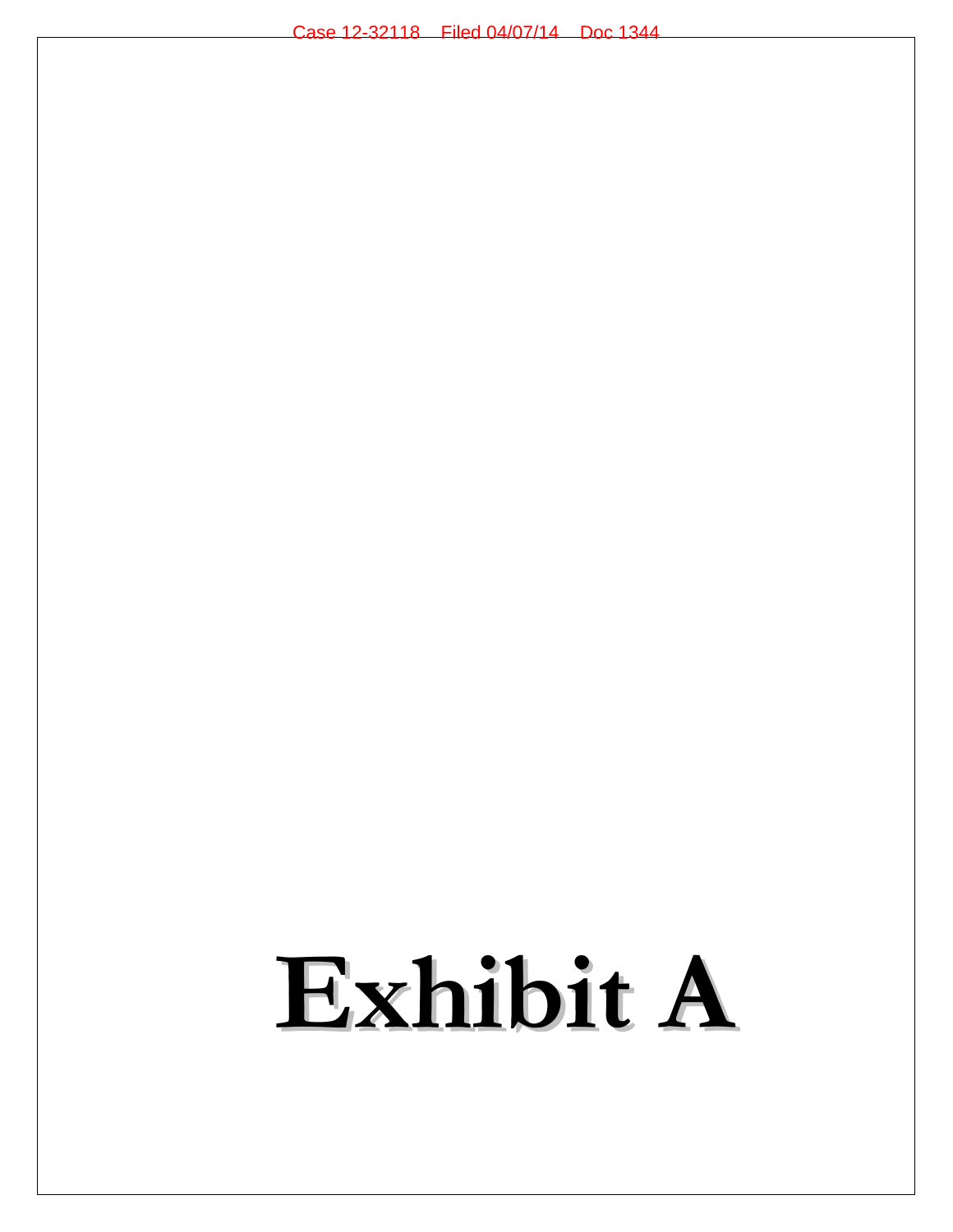# Exhibit A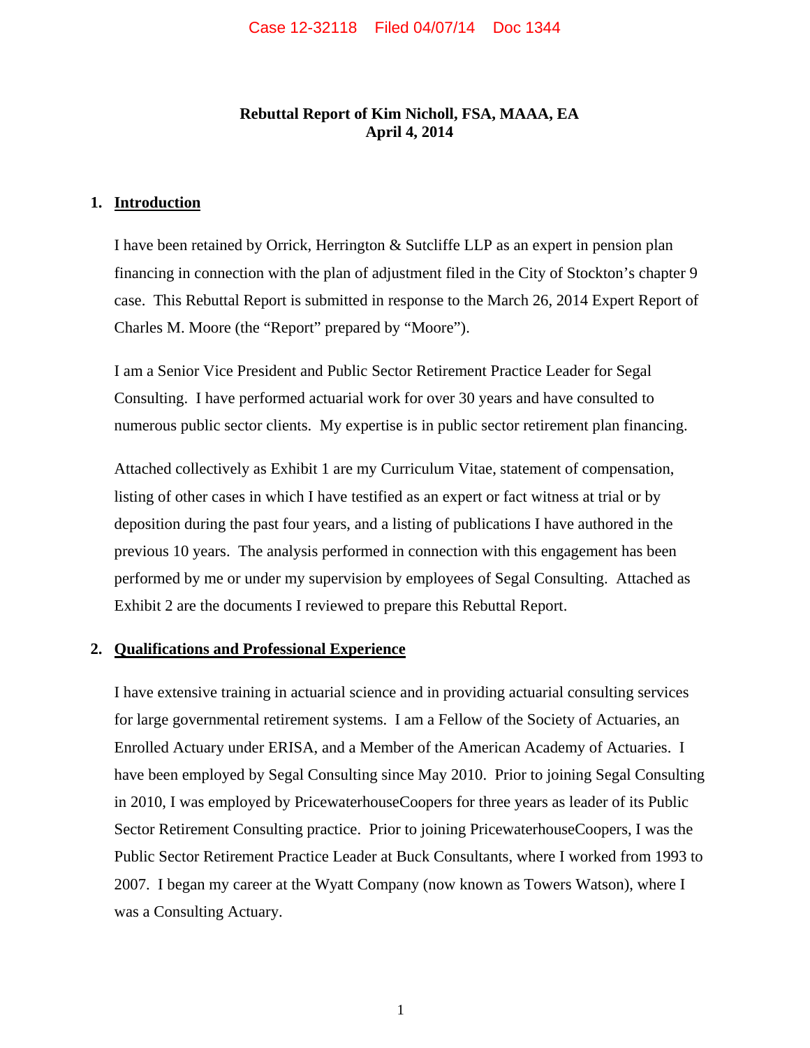**Rebuttal Report of Kim Nicholl, FSA, MAAA, EA**
**April 4, 2014**

## 1. Introduction

I have been retained by Orrick, Herrington & Sutcliffe LLP as an expert in pension plan financing in connection with the plan of adjustment filed in the City of Stockton's chapter 9 case. This Rebuttal Report is submitted in response to the March 26, 2014 Expert Report of Charles M. Moore (the "Report" prepared by "Moore").

I am a Senior Vice President and Public Sector Retirement Practice Leader for Segal Consulting. I have performed actuarial work for over 30 years and have consulted to numerous public sector clients. My expertise is in public sector retirement plan financing.

Attached collectively as Exhibit 1 are my Curriculum Vitae, statement of compensation, listing of other cases in which I have testified as an expert or fact witness at trial or by deposition during the past four years, and a listing of publications I have authored in the previous 10 years. The analysis performed in connection with this engagement has been performed by me or under my supervision by employees of Segal Consulting. Attached as Exhibit 2 are the documents I reviewed to prepare this Rebuttal Report.

## 2. Qualifications and Professional Experience

I have extensive training in actuarial science and in providing actuarial consulting services for large governmental retirement systems. I am a Fellow of the Society of Actuaries, an Enrolled Actuary under ERISA, and a Member of the American Academy of Actuaries. I have been employed by Segal Consulting since May 2010. Prior to joining Segal Consulting in 2010, I was employed by PricewaterhouseCoopers for three years as leader of its Public Sector Retirement Consulting practice. Prior to joining PricewaterhouseCoopers, I was the Public Sector Retirement Practice Leader at Buck Consultants, where I worked from 1993 to 2007. I began my career at the Wyatt Company (now known as Towers Watson), where I was a Consulting Actuary.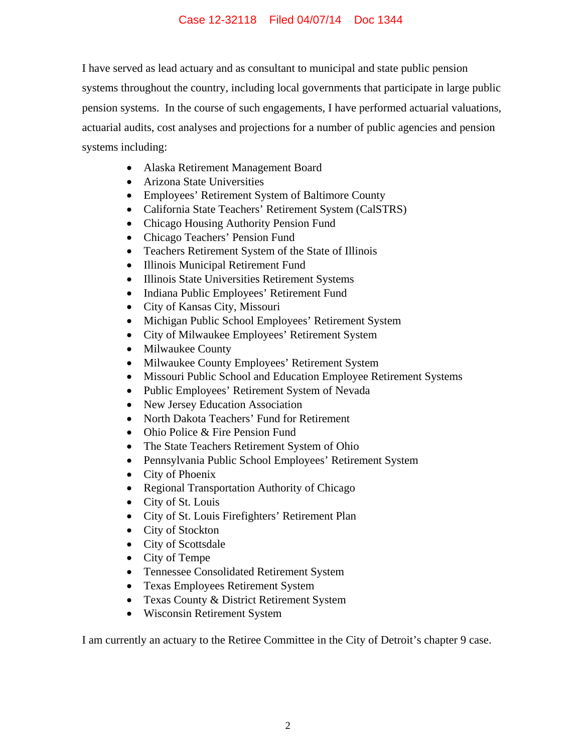I have served as lead actuary and as consultant to municipal and state public pension systems throughout the country, including local governments that participate in large public pension systems. In the course of such engagements, I have performed actuarial valuations, actuarial audits, cost analyses and projections for a number of public agencies and pension systems including:

- Alaska Retirement Management Board
- Arizona State Universities
- Employees' Retirement System of Baltimore County
- California State Teachers' Retirement System (CalSTRS)
- Chicago Housing Authority Pension Fund
- Chicago Teachers' Pension Fund
- Teachers Retirement System of the State of Illinois
- Illinois Municipal Retirement Fund
- Illinois State Universities Retirement Systems
- Indiana Public Employees' Retirement Fund
- City of Kansas City, Missouri
- Michigan Public School Employees' Retirement System
- City of Milwaukee Employees' Retirement System
- Milwaukee County
- Milwaukee County Employees' Retirement System
- Missouri Public School and Education Employee Retirement Systems
- Public Employees' Retirement System of Nevada
- New Jersey Education Association
- North Dakota Teachers' Fund for Retirement
- Ohio Police & Fire Pension Fund
- The State Teachers Retirement System of Ohio
- Pennsylvania Public School Employees' Retirement System
- City of Phoenix
- Regional Transportation Authority of Chicago
- City of St. Louis
- City of St. Louis Firefighters' Retirement Plan
- City of Stockton
- City of Scottsdale
- City of Tempe
- Tennessee Consolidated Retirement System
- Texas Employees Retirement System
- Texas County & District Retirement System
- Wisconsin Retirement System

I am currently an actuary to the Retiree Committee in the City of Detroit's chapter 9 case.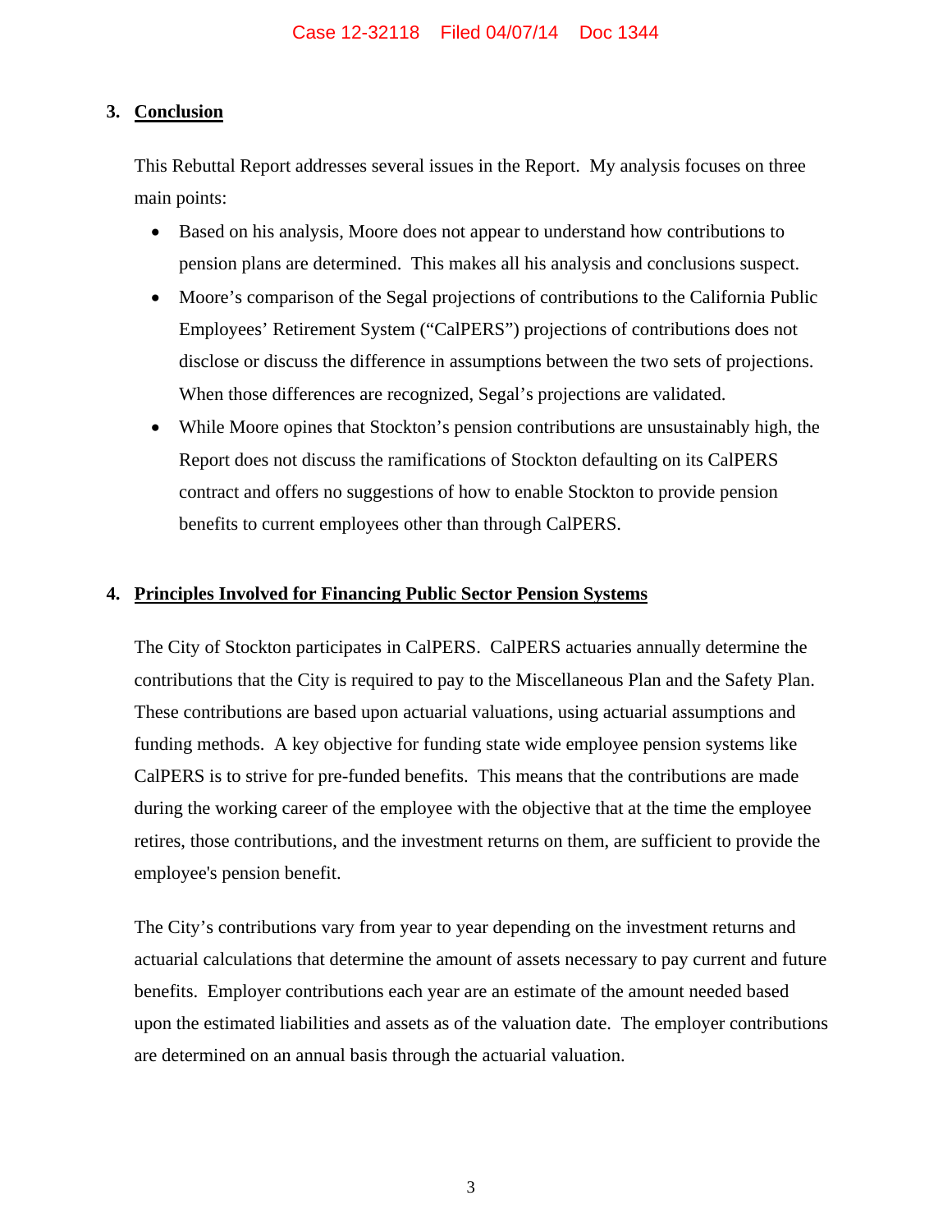## 3. Conclusion

This Rebuttal Report addresses several issues in the Report. My analysis focuses on three main points:

- Based on his analysis, Moore does not appear to understand how contributions to pension plans are determined. This makes all his analysis and conclusions suspect.
- Moore's comparison of the Segal projections of contributions to the California Public Employees' Retirement System ("CalPERS") projections of contributions does not disclose or discuss the difference in assumptions between the two sets of projections. When those differences are recognized, Segal's projections are validated.
- While Moore opines that Stockton's pension contributions are unsustainably high, the Report does not discuss the ramifications of Stockton defaulting on its CalPERS contract and offers no suggestions of how to enable Stockton to provide pension benefits to current employees other than through CalPERS.

## 4. Principles Involved for Financing Public Sector Pension Systems

The City of Stockton participates in CalPERS. CalPERS actuaries annually determine the contributions that the City is required to pay to the Miscellaneous Plan and the Safety Plan. These contributions are based upon actuarial valuations, using actuarial assumptions and funding methods. A key objective for funding state wide employee pension systems like CalPERS is to strive for pre-funded benefits. This means that the contributions are made during the working career of the employee with the objective that at the time the employee retires, those contributions, and the investment returns on them, are sufficient to provide the employee's pension benefit.

The City's contributions vary from year to year depending on the investment returns and actuarial calculations that determine the amount of assets necessary to pay current and future benefits. Employer contributions each year are an estimate of the amount needed based upon the estimated liabilities and assets as of the valuation date. The employer contributions are determined on an annual basis through the actuarial valuation.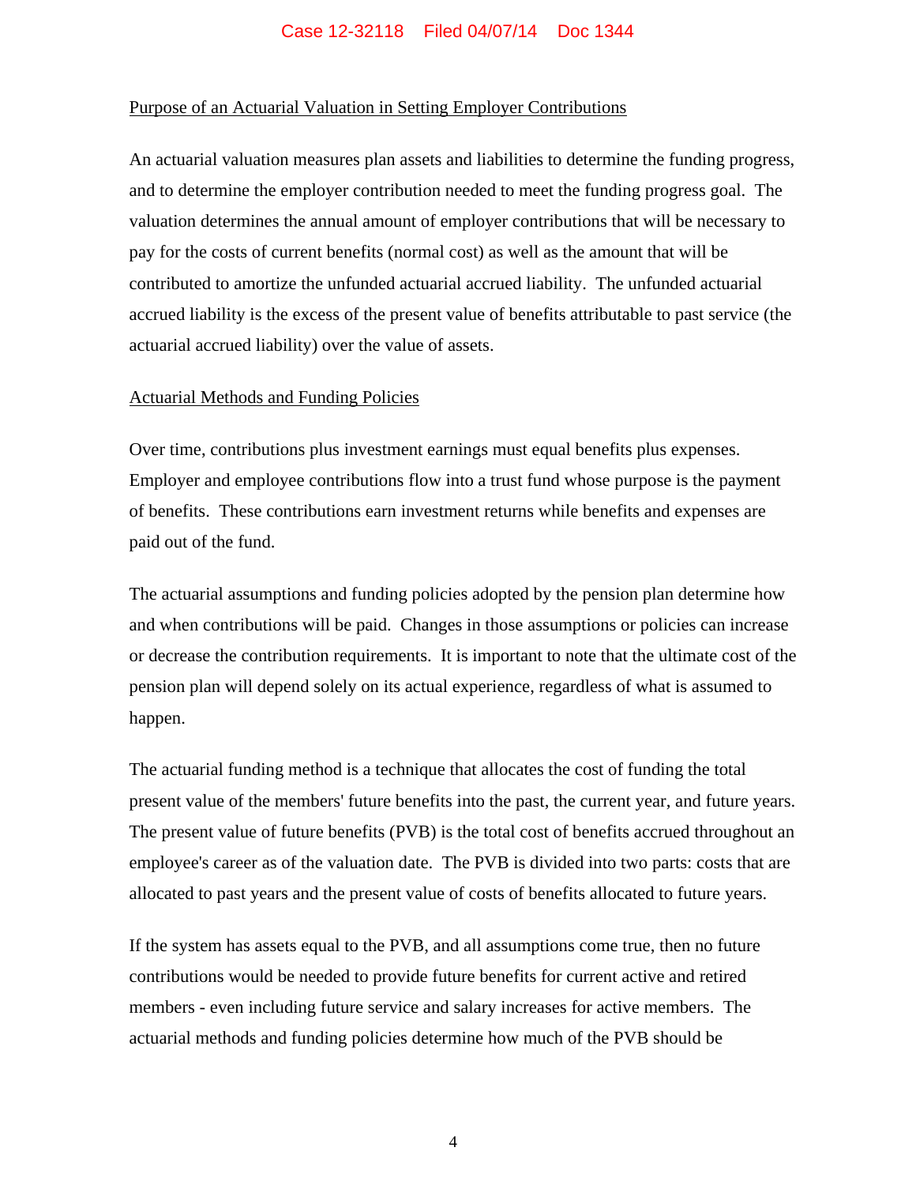## Purpose of an Actuarial Valuation in Setting Employer Contributions

An actuarial valuation measures plan assets and liabilities to determine the funding progress, and to determine the employer contribution needed to meet the funding progress goal. The valuation determines the annual amount of employer contributions that will be necessary to pay for the costs of current benefits (normal cost) as well as the amount that will be contributed to amortize the unfunded actuarial accrued liability. The unfunded actuarial accrued liability is the excess of the present value of benefits attributable to past service (the actuarial accrued liability) over the value of assets.

## Actuarial Methods and Funding Policies

Over time, contributions plus investment earnings must equal benefits plus expenses. Employer and employee contributions flow into a trust fund whose purpose is the payment of benefits. These contributions earn investment returns while benefits and expenses are paid out of the fund.

The actuarial assumptions and funding policies adopted by the pension plan determine how and when contributions will be paid. Changes in those assumptions or policies can increase or decrease the contribution requirements. It is important to note that the ultimate cost of the pension plan will depend solely on its actual experience, regardless of what is assumed to happen.

The actuarial funding method is a technique that allocates the cost of funding the total present value of the members' future benefits into the past, the current year, and future years. The present value of future benefits (PVB) is the total cost of benefits accrued throughout an employee's career as of the valuation date. The PVB is divided into two parts: costs that are allocated to past years and the present value of costs of benefits allocated to future years.

If the system has assets equal to the PVB, and all assumptions come true, then no future contributions would be needed to provide future benefits for current active and retired members - even including future service and salary increases for active members. The actuarial methods and funding policies determine how much of the PVB should be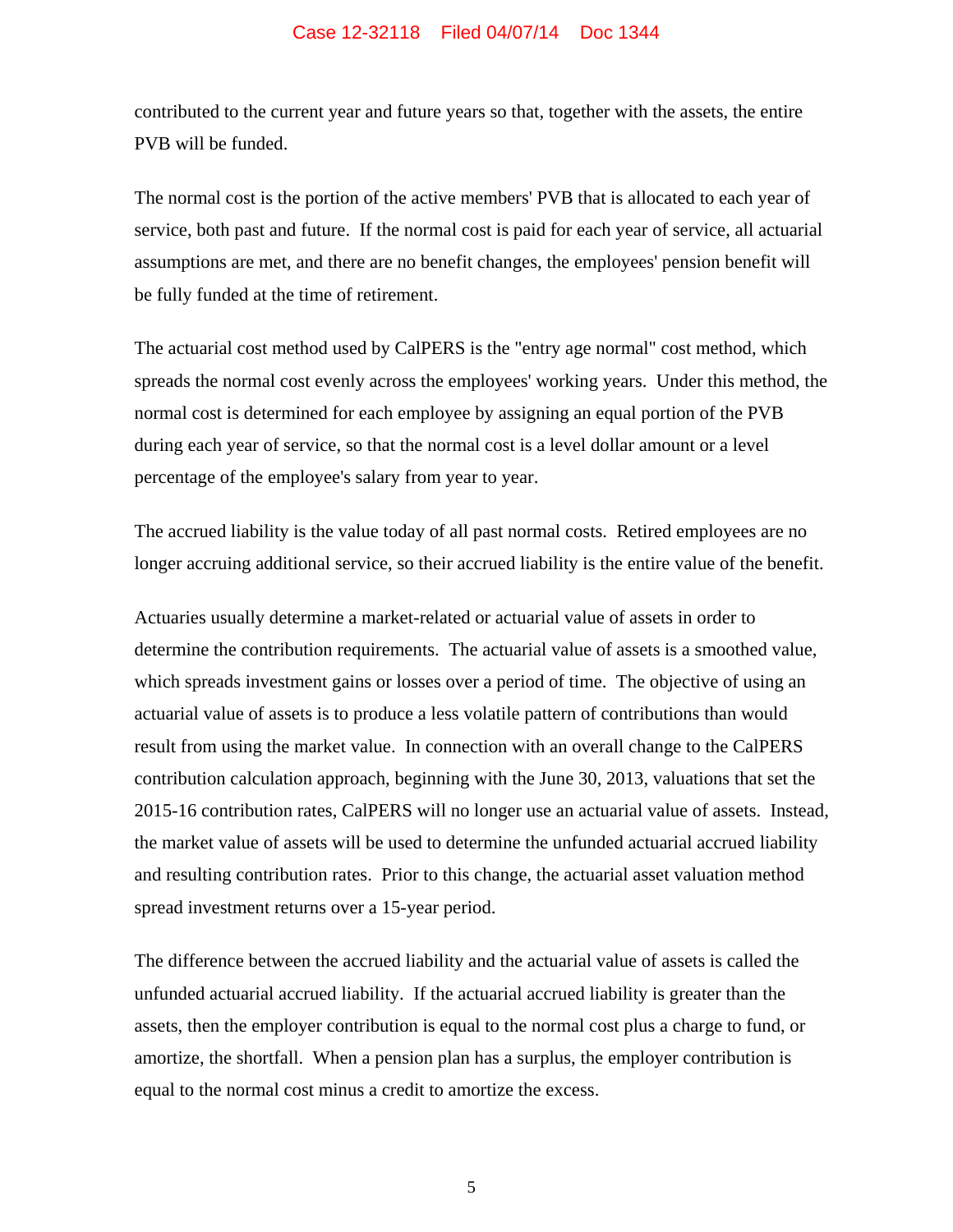contributed to the current year and future years so that, together with the assets, the entire PVB will be funded.

The normal cost is the portion of the active members' PVB that is allocated to each year of service, both past and future. If the normal cost is paid for each year of service, all actuarial assumptions are met, and there are no benefit changes, the employees' pension benefit will be fully funded at the time of retirement.

The actuarial cost method used by CalPERS is the "entry age normal" cost method, which spreads the normal cost evenly across the employees' working years. Under this method, the normal cost is determined for each employee by assigning an equal portion of the PVB during each year of service, so that the normal cost is a level dollar amount or a level percentage of the employee's salary from year to year.

The accrued liability is the value today of all past normal costs. Retired employees are no longer accruing additional service, so their accrued liability is the entire value of the benefit.

Actuaries usually determine a market-related or actuarial value of assets in order to determine the contribution requirements. The actuarial value of assets is a smoothed value, which spreads investment gains or losses over a period of time. The objective of using an actuarial value of assets is to produce a less volatile pattern of contributions than would result from using the market value. In connection with an overall change to the CalPERS contribution calculation approach, beginning with the June 30, 2013, valuations that set the 2015-16 contribution rates, CalPERS will no longer use an actuarial value of assets. Instead, the market value of assets will be used to determine the unfunded actuarial accrued liability and resulting contribution rates. Prior to this change, the actuarial asset valuation method spread investment returns over a 15-year period.

The difference between the accrued liability and the actuarial value of assets is called the unfunded actuarial accrued liability. If the actuarial accrued liability is greater than the assets, then the employer contribution is equal to the normal cost plus a charge to fund, or amortize, the shortfall. When a pension plan has a surplus, the employer contribution is equal to the normal cost minus a credit to amortize the excess.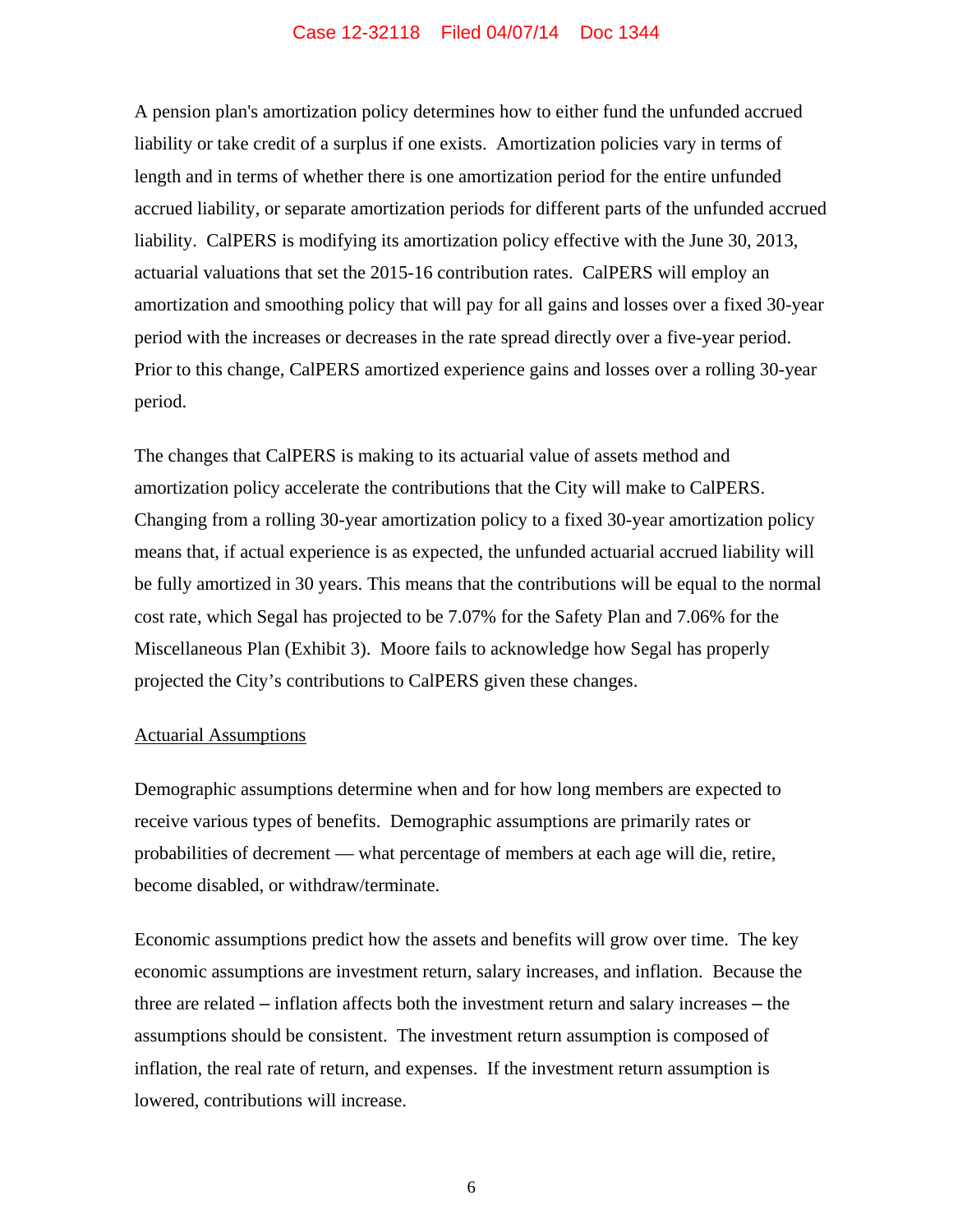A pension plan's amortization policy determines how to either fund the unfunded accrued liability or take credit of a surplus if one exists. Amortization policies vary in terms of length and in terms of whether there is one amortization period for the entire unfunded accrued liability, or separate amortization periods for different parts of the unfunded accrued liability. CalPERS is modifying its amortization policy effective with the June 30, 2013, actuarial valuations that set the 2015-16 contribution rates. CalPERS will employ an amortization and smoothing policy that will pay for all gains and losses over a fixed 30-year period with the increases or decreases in the rate spread directly over a five-year period. Prior to this change, CalPERS amortized experience gains and losses over a rolling 30-year period.

The changes that CalPERS is making to its actuarial value of assets method and amortization policy accelerate the contributions that the City will make to CalPERS. Changing from a rolling 30-year amortization policy to a fixed 30-year amortization policy means that, if actual experience is as expected, the unfunded actuarial accrued liability will be fully amortized in 30 years. This means that the contributions will be equal to the normal cost rate, which Segal has projected to be 7.07% for the Safety Plan and 7.06% for the Miscellaneous Plan (Exhibit 3). Moore fails to acknowledge how Segal has properly projected the City's contributions to CalPERS given these changes.

<u>Actuarial Assumptions</u>

Demographic assumptions determine when and for how long members are expected to receive various types of benefits. Demographic assumptions are primarily rates or probabilities of decrement — what percentage of members at each age will die, retire, become disabled, or withdraw/terminate.

Economic assumptions predict how the assets and benefits will grow over time. The key economic assumptions are investment return, salary increases, and inflation. Because the three are related – inflation affects both the investment return and salary increases – the assumptions should be consistent. The investment return assumption is composed of inflation, the real rate of return, and expenses. If the investment return assumption is lowered, contributions will increase.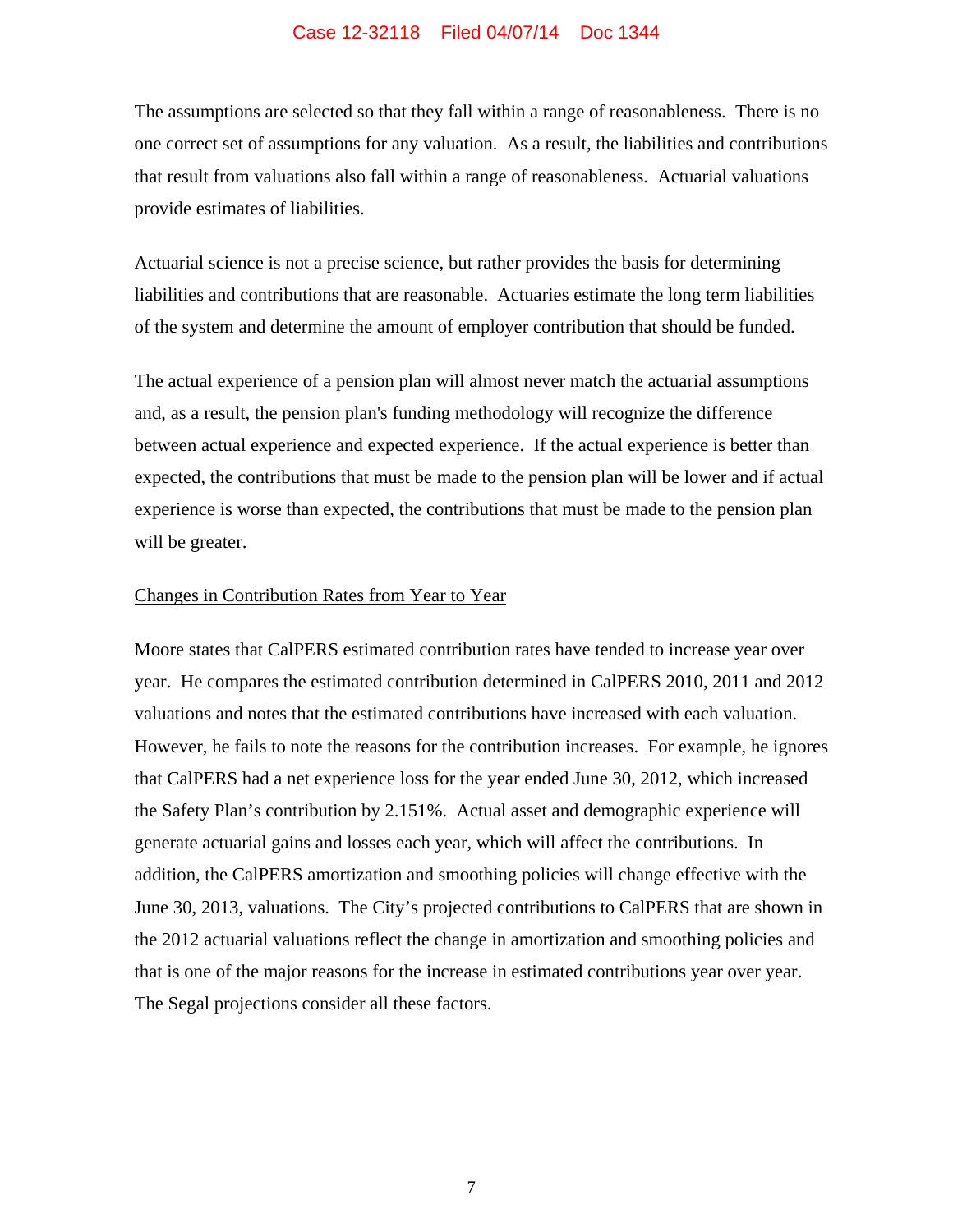The assumptions are selected so that they fall within a range of reasonableness. There is no one correct set of assumptions for any valuation. As a result, the liabilities and contributions that result from valuations also fall within a range of reasonableness. Actuarial valuations provide estimates of liabilities.

Actuarial science is not a precise science, but rather provides the basis for determining liabilities and contributions that are reasonable. Actuaries estimate the long term liabilities of the system and determine the amount of employer contribution that should be funded.

The actual experience of a pension plan will almost never match the actuarial assumptions and, as a result, the pension plan's funding methodology will recognize the difference between actual experience and expected experience. If the actual experience is better than expected, the contributions that must be made to the pension plan will be lower and if actual experience is worse than expected, the contributions that must be made to the pension plan will be greater.

<u>Changes in Contribution Rates from Year to Year</u>

Moore states that CalPERS estimated contribution rates have tended to increase year over year. He compares the estimated contribution determined in CalPERS 2010, 2011 and 2012 valuations and notes that the estimated contributions have increased with each valuation. However, he fails to note the reasons for the contribution increases. For example, he ignores that CalPERS had a net experience loss for the year ended June 30, 2012, which increased the Safety Plan's contribution by 2.151%. Actual asset and demographic experience will generate actuarial gains and losses each year, which will affect the contributions. In addition, the CalPERS amortization and smoothing policies will change effective with the June 30, 2013, valuations. The City's projected contributions to CalPERS that are shown in the 2012 actuarial valuations reflect the change in amortization and smoothing policies and that is one of the major reasons for the increase in estimated contributions year over year. The Segal projections consider all these factors.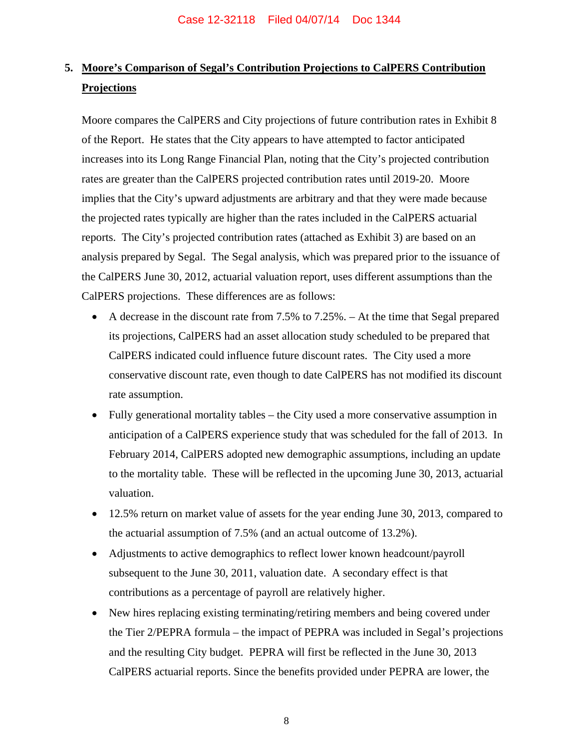## 5. Moore's Comparison of Segal's Contribution Projections to CalPERS Contribution Projections

Moore compares the CalPERS and City projections of future contribution rates in Exhibit 8 of the Report. He states that the City appears to have attempted to factor anticipated increases into its Long Range Financial Plan, noting that the City's projected contribution rates are greater than the CalPERS projected contribution rates until 2019-20. Moore implies that the City's upward adjustments are arbitrary and that they were made because the projected rates typically are higher than the rates included in the CalPERS actuarial reports. The City's projected contribution rates (attached as Exhibit 3) are based on an analysis prepared by Segal. The Segal analysis, which was prepared prior to the issuance of the CalPERS June 30, 2012, actuarial valuation report, uses different assumptions than the CalPERS projections. These differences are as follows:

- A decrease in the discount rate from 7.5% to 7.25%. – At the time that Segal prepared its projections, CalPERS had an asset allocation study scheduled to be prepared that CalPERS indicated could influence future discount rates. The City used a more conservative discount rate, even though to date CalPERS has not modified its discount rate assumption.
- Fully generational mortality tables – the City used a more conservative assumption in anticipation of a CalPERS experience study that was scheduled for the fall of 2013. In February 2014, CalPERS adopted new demographic assumptions, including an update to the mortality table. These will be reflected in the upcoming June 30, 2013, actuarial valuation.
- 12.5% return on market value of assets for the year ending June 30, 2013, compared to the actuarial assumption of 7.5% (and an actual outcome of 13.2%).
- Adjustments to active demographics to reflect lower known headcount/payroll subsequent to the June 30, 2011, valuation date. A secondary effect is that contributions as a percentage of payroll are relatively higher.
- New hires replacing existing terminating/retiring members and being covered under the Tier 2/PEPRA formula – the impact of PEPRA was included in Segal's projections and the resulting City budget. PEPRA will first be reflected in the June 30, 2013 CalPERS actuarial reports. Since the benefits provided under PEPRA are lower, the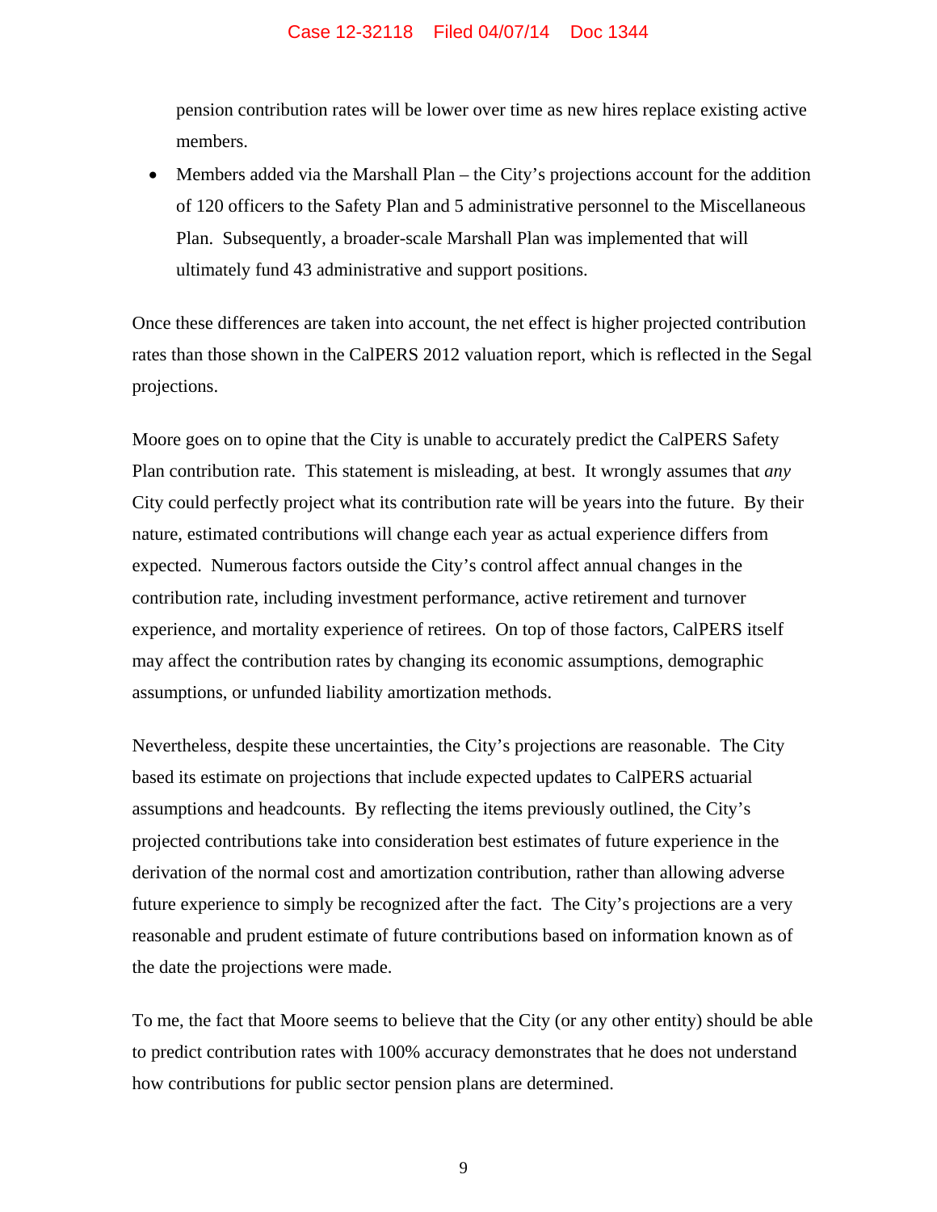pension contribution rates will be lower over time as new hires replace existing active members.

- Members added via the Marshall Plan – the City's projections account for the addition of 120 officers to the Safety Plan and 5 administrative personnel to the Miscellaneous Plan. Subsequently, a broader-scale Marshall Plan was implemented that will ultimately fund 43 administrative and support positions.

Once these differences are taken into account, the net effect is higher projected contribution rates than those shown in the CalPERS 2012 valuation report, which is reflected in the Segal projections.

Moore goes on to opine that the City is unable to accurately predict the CalPERS Safety Plan contribution rate. This statement is misleading, at best. It wrongly assumes that *any* City could perfectly project what its contribution rate will be years into the future. By their nature, estimated contributions will change each year as actual experience differs from expected. Numerous factors outside the City's control affect annual changes in the contribution rate, including investment performance, active retirement and turnover experience, and mortality experience of retirees. On top of those factors, CalPERS itself may affect the contribution rates by changing its economic assumptions, demographic assumptions, or unfunded liability amortization methods.

Nevertheless, despite these uncertainties, the City's projections are reasonable. The City based its estimate on projections that include expected updates to CalPERS actuarial assumptions and headcounts. By reflecting the items previously outlined, the City's projected contributions take into consideration best estimates of future experience in the derivation of the normal cost and amortization contribution, rather than allowing adverse future experience to simply be recognized after the fact. The City's projections are a very reasonable and prudent estimate of future contributions based on information known as of the date the projections were made.

To me, the fact that Moore seems to believe that the City (or any other entity) should be able to predict contribution rates with 100% accuracy demonstrates that he does not understand how contributions for public sector pension plans are determined.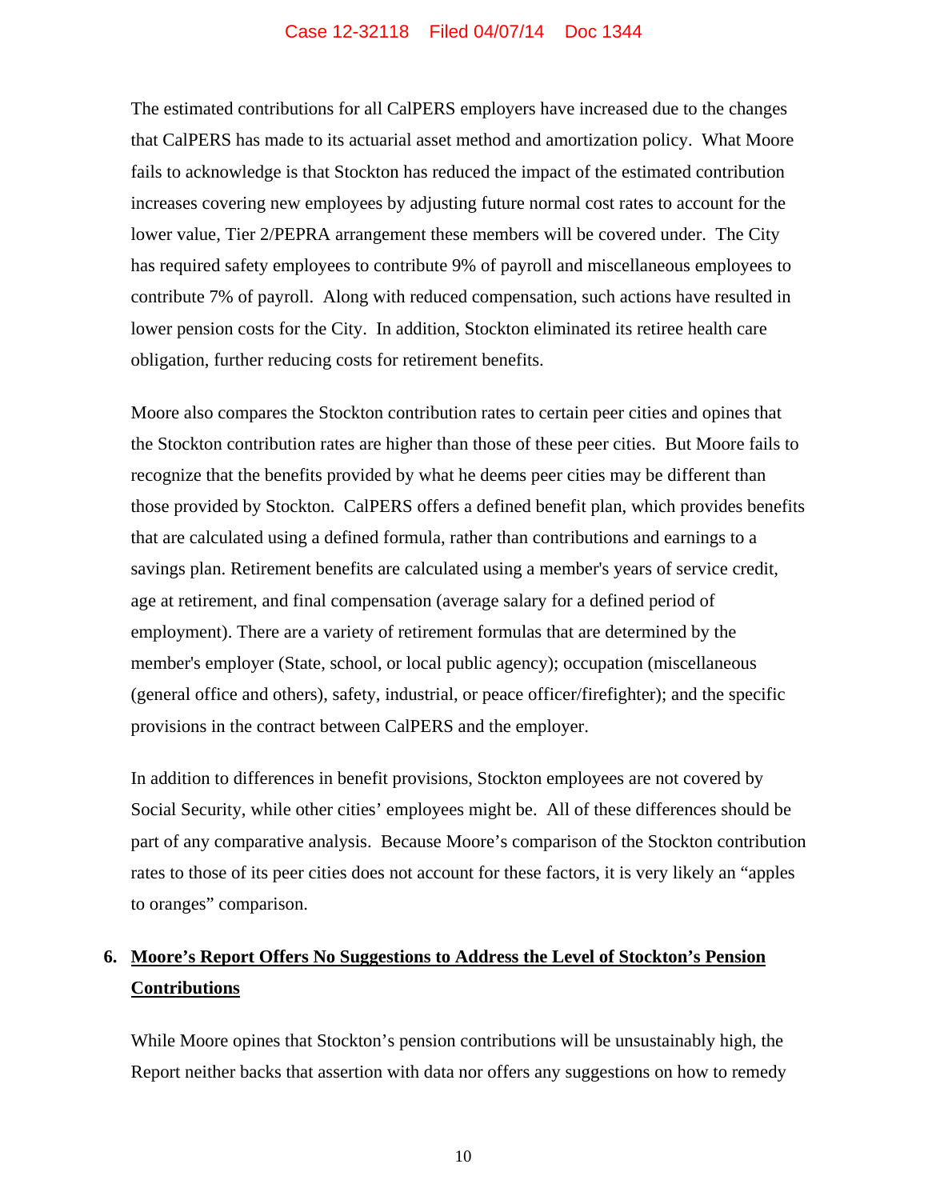The estimated contributions for all CalPERS employers have increased due to the changes that CalPERS has made to its actuarial asset method and amortization policy. What Moore fails to acknowledge is that Stockton has reduced the impact of the estimated contribution increases covering new employees by adjusting future normal cost rates to account for the lower value, Tier 2/PEPRA arrangement these members will be covered under. The City has required safety employees to contribute 9% of payroll and miscellaneous employees to contribute 7% of payroll. Along with reduced compensation, such actions have resulted in lower pension costs for the City. In addition, Stockton eliminated its retiree health care obligation, further reducing costs for retirement benefits.

Moore also compares the Stockton contribution rates to certain peer cities and opines that the Stockton contribution rates are higher than those of these peer cities. But Moore fails to recognize that the benefits provided by what he deems peer cities may be different than those provided by Stockton. CalPERS offers a defined benefit plan, which provides benefits that are calculated using a defined formula, rather than contributions and earnings to a savings plan. Retirement benefits are calculated using a member's years of service credit, age at retirement, and final compensation (average salary for a defined period of employment). There are a variety of retirement formulas that are determined by the member's employer (State, school, or local public agency); occupation (miscellaneous (general office and others), safety, industrial, or peace officer/firefighter); and the specific provisions in the contract between CalPERS and the employer.

In addition to differences in benefit provisions, Stockton employees are not covered by Social Security, while other cities' employees might be. All of these differences should be part of any comparative analysis. Because Moore's comparison of the Stockton contribution rates to those of its peer cities does not account for these factors, it is very likely an "apples to oranges" comparison.

## 6. Moore's Report Offers No Suggestions to Address the Level of Stockton's Pension Contributions

While Moore opines that Stockton's pension contributions will be unsustainably high, the Report neither backs that assertion with data nor offers any suggestions on how to remedy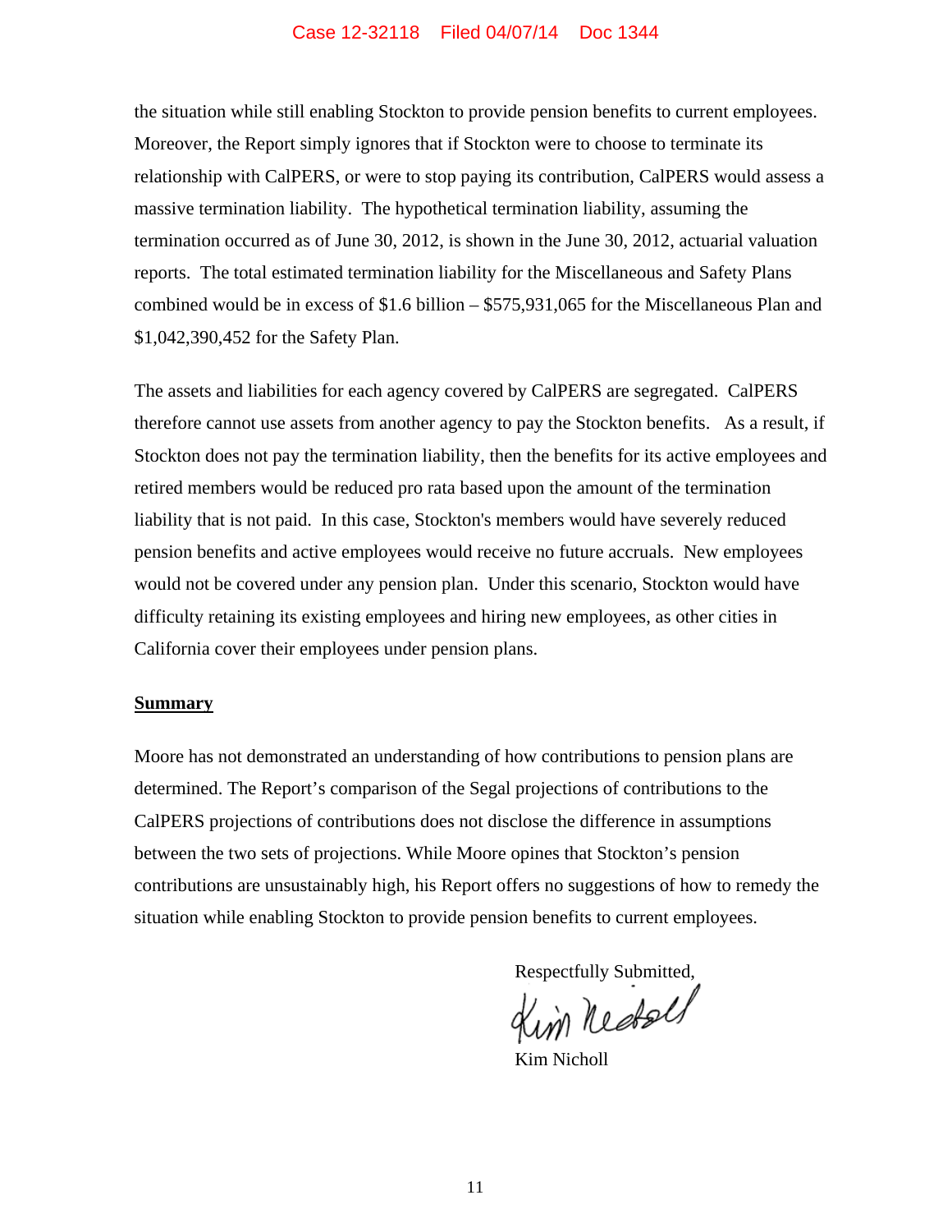the situation while still enabling Stockton to provide pension benefits to current employees. Moreover, the Report simply ignores that if Stockton were to choose to terminate its relationship with CalPERS, or were to stop paying its contribution, CalPERS would assess a massive termination liability. The hypothetical termination liability, assuming the termination occurred as of June 30, 2012, is shown in the June 30, 2012, actuarial valuation reports. The total estimated termination liability for the Miscellaneous and Safety Plans combined would be in excess of $1.6 billion – $575,931,065 for the Miscellaneous Plan and $1,042,390,452 for the Safety Plan.

The assets and liabilities for each agency covered by CalPERS are segregated. CalPERS therefore cannot use assets from another agency to pay the Stockton benefits. As a result, if Stockton does not pay the termination liability, then the benefits for its active employees and retired members would be reduced pro rata based upon the amount of the termination liability that is not paid. In this case, Stockton's members would have severely reduced pension benefits and active employees would receive no future accruals. New employees would not be covered under any pension plan. Under this scenario, Stockton would have difficulty retaining its existing employees and hiring new employees, as other cities in California cover their employees under pension plans.

## Summary

Moore has not demonstrated an understanding of how contributions to pension plans are determined. The Report's comparison of the Segal projections of contributions to the CalPERS projections of contributions does not disclose the difference in assumptions between the two sets of projections. While Moore opines that Stockton's pension contributions are unsustainably high, his Report offers no suggestions of how to remedy the situation while enabling Stockton to provide pension benefits to current employees.

Respectfully Submitted,

Kim Nicholl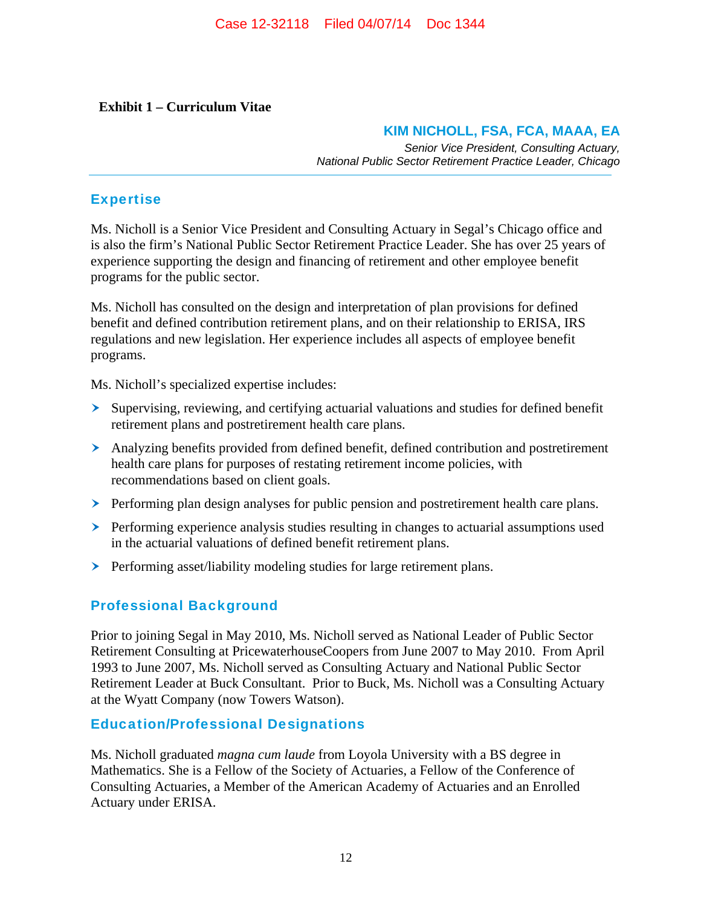**Exhibit 1 – Curriculum Vitae**

## KIM NICHOLL, FSA, FCA, MAAA, EA

*Senior Vice President, Consulting Actuary,*
*National Public Sector Retirement Practice Leader, Chicago*

---

## Expertise

Ms. Nicholl is a Senior Vice President and Consulting Actuary in Segal's Chicago office and is also the firm's National Public Sector Retirement Practice Leader. She has over 25 years of experience supporting the design and financing of retirement and other employee benefit programs for the public sector.

Ms. Nicholl has consulted on the design and interpretation of plan provisions for defined benefit and defined contribution retirement plans, and on their relationship to ERISA, IRS regulations and new legislation. Her experience includes all aspects of employee benefit programs.

Ms. Nicholl's specialized expertise includes:

- Supervising, reviewing, and certifying actuarial valuations and studies for defined benefit retirement plans and postretirement health care plans.
- Analyzing benefits provided from defined benefit, defined contribution and postretirement health care plans for purposes of restating retirement income policies, with recommendations based on client goals.
- Performing plan design analyses for public pension and postretirement health care plans.
- Performing experience analysis studies resulting in changes to actuarial assumptions used in the actuarial valuations of defined benefit retirement plans.
- Performing asset/liability modeling studies for large retirement plans.

## Professional Background

Prior to joining Segal in May 2010, Ms. Nicholl served as National Leader of Public Sector Retirement Consulting at PricewaterhouseCoopers from June 2007 to May 2010. From April 1993 to June 2007, Ms. Nicholl served as Consulting Actuary and National Public Sector Retirement Leader at Buck Consultant. Prior to Buck, Ms. Nicholl was a Consulting Actuary at the Wyatt Company (now Towers Watson).

## Education/Professional Designations

Ms. Nicholl graduated *magna cum laude* from Loyola University with a BS degree in Mathematics. She is a Fellow of the Society of Actuaries, a Fellow of the Conference of Consulting Actuaries, a Member of the American Academy of Actuaries and an Enrolled Actuary under ERISA.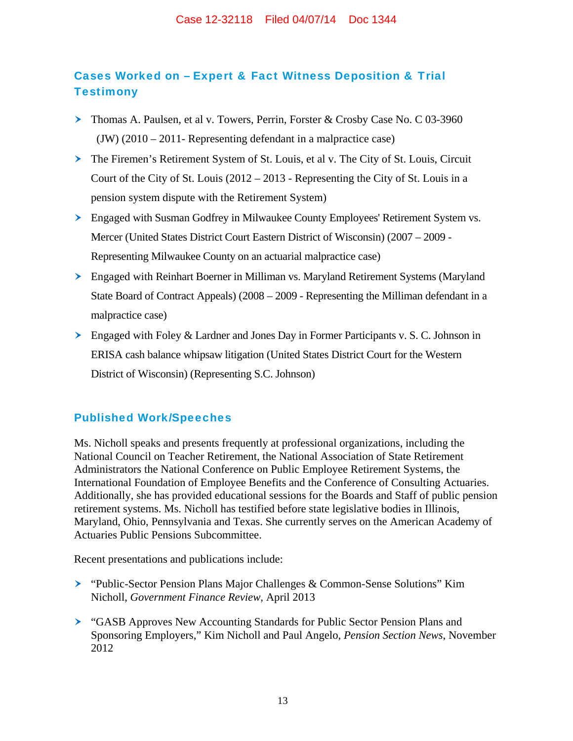## Cases Worked on – Expert & Fact Witness Deposition & Trial Testimony

- Thomas A. Paulsen, et al v. Towers, Perrin, Forster & Crosby Case No. C 03-3960 (JW) (2010 – 2011- Representing defendant in a malpractice case)
- The Firemen's Retirement System of St. Louis, et al v. The City of St. Louis, Circuit Court of the City of St. Louis (2012 – 2013 - Representing the City of St. Louis in a pension system dispute with the Retirement System)
- Engaged with Susman Godfrey in Milwaukee County Employees' Retirement System vs. Mercer (United States District Court Eastern District of Wisconsin) (2007 – 2009 - Representing Milwaukee County on an actuarial malpractice case)
- Engaged with Reinhart Boerner in Milliman vs. Maryland Retirement Systems (Maryland State Board of Contract Appeals) (2008 – 2009 - Representing the Milliman defendant in a malpractice case)
- Engaged with Foley & Lardner and Jones Day in Former Participants v. S. C. Johnson in ERISA cash balance whipsaw litigation (United States District Court for the Western District of Wisconsin) (Representing S.C. Johnson)

## Published Work/Speeches

Ms. Nicholl speaks and presents frequently at professional organizations, including the National Council on Teacher Retirement, the National Association of State Retirement Administrators the National Conference on Public Employee Retirement Systems, the International Foundation of Employee Benefits and the Conference of Consulting Actuaries. Additionally, she has provided educational sessions for the Boards and Staff of public pension retirement systems. Ms. Nicholl has testified before state legislative bodies in Illinois, Maryland, Ohio, Pennsylvania and Texas. She currently serves on the American Academy of Actuaries Public Pensions Subcommittee.

Recent presentations and publications include:

- "Public-Sector Pension Plans Major Challenges & Common-Sense Solutions" Kim Nicholl, *Government Finance Review*, April 2013
- "GASB Approves New Accounting Standards for Public Sector Pension Plans and Sponsoring Employers," Kim Nicholl and Paul Angelo, *Pension Section News*, November 2012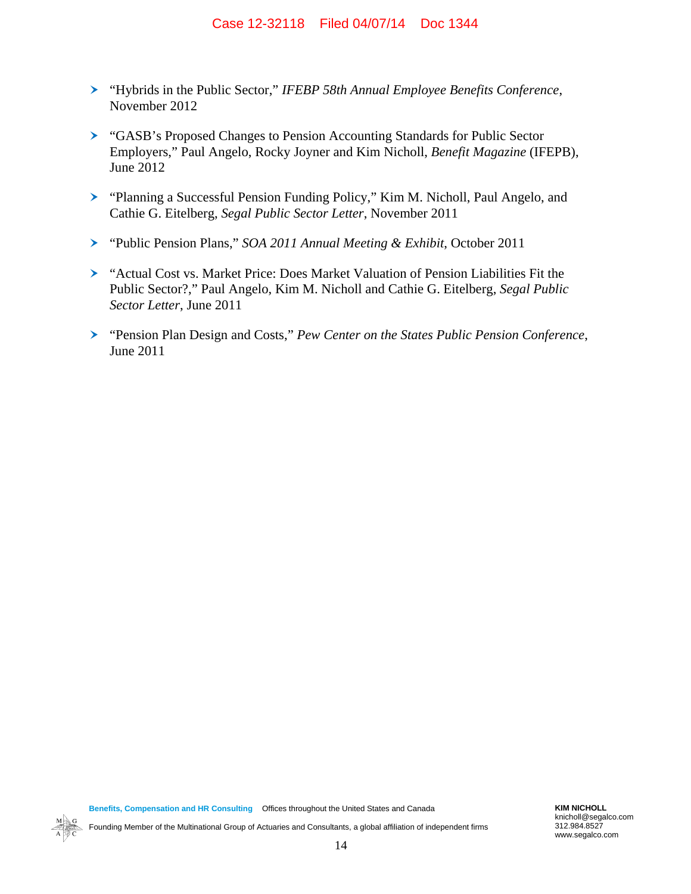- "Hybrids in the Public Sector," *IFEBP 58th Annual Employee Benefits Conference*, November 2012

- "GASB's Proposed Changes to Pension Accounting Standards for Public Sector Employers," Paul Angelo, Rocky Joyner and Kim Nicholl, *Benefit Magazine* (IFEPB), June 2012

- "Planning a Successful Pension Funding Policy," Kim M. Nicholl, Paul Angelo, and Cathie G. Eitelberg, *Segal Public Sector Letter*, November 2011

- "Public Pension Plans," *SOA 2011 Annual Meeting & Exhibit*, October 2011

- "Actual Cost vs. Market Price: Does Market Valuation of Pension Liabilities Fit the Public Sector?," Paul Angelo, Kim M. Nicholl and Cathie G. Eitelberg, *Segal Public Sector Letter*, June 2011

- "Pension Plan Design and Costs," *Pew Center on the States Public Pension Conference*, June 2011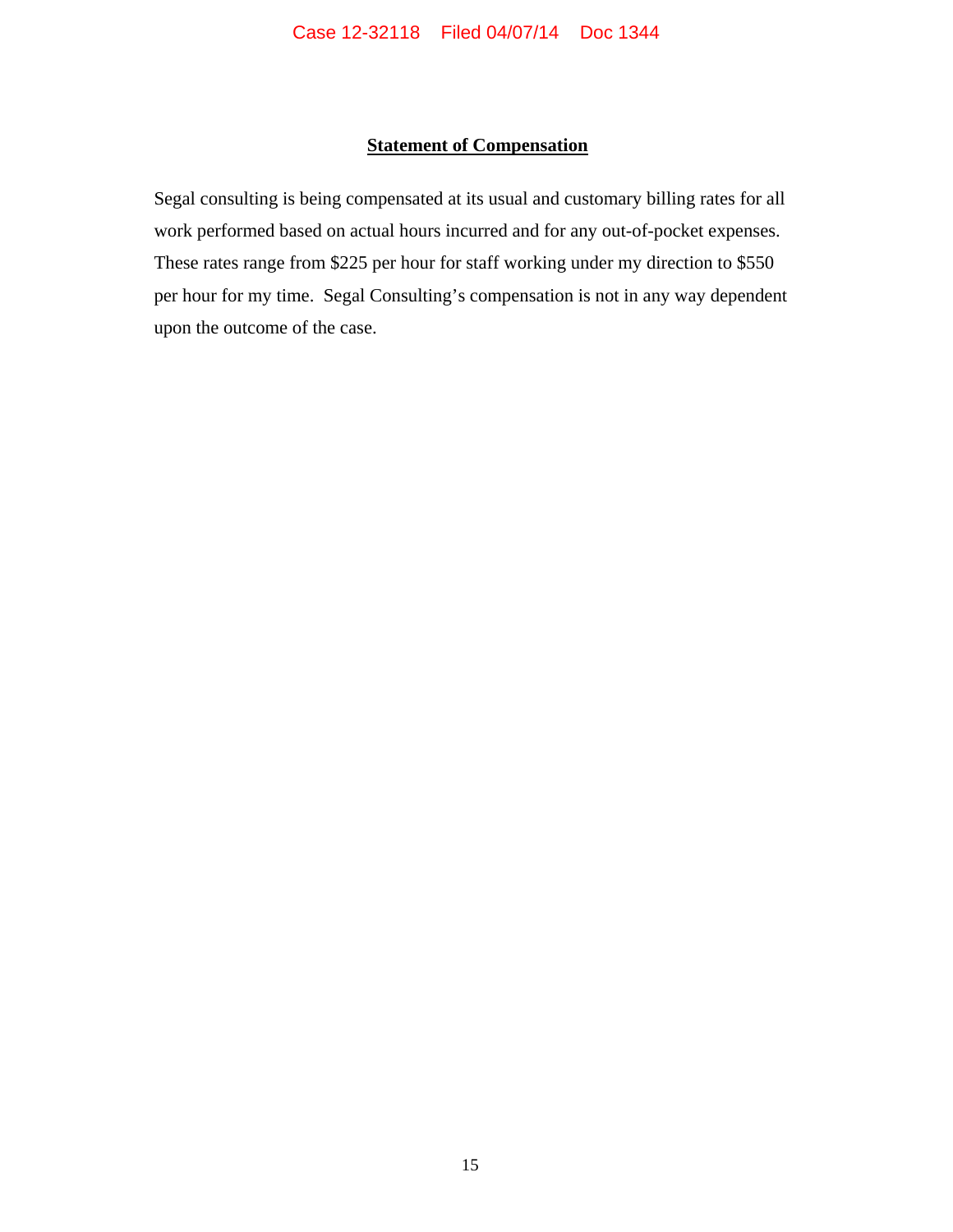## Statement of Compensation

Segal consulting is being compensated at its usual and customary billing rates for all work performed based on actual hours incurred and for any out-of-pocket expenses. These rates range from $225 per hour for staff working under my direction to $550 per hour for my time. Segal Consulting's compensation is not in any way dependent upon the outcome of the case.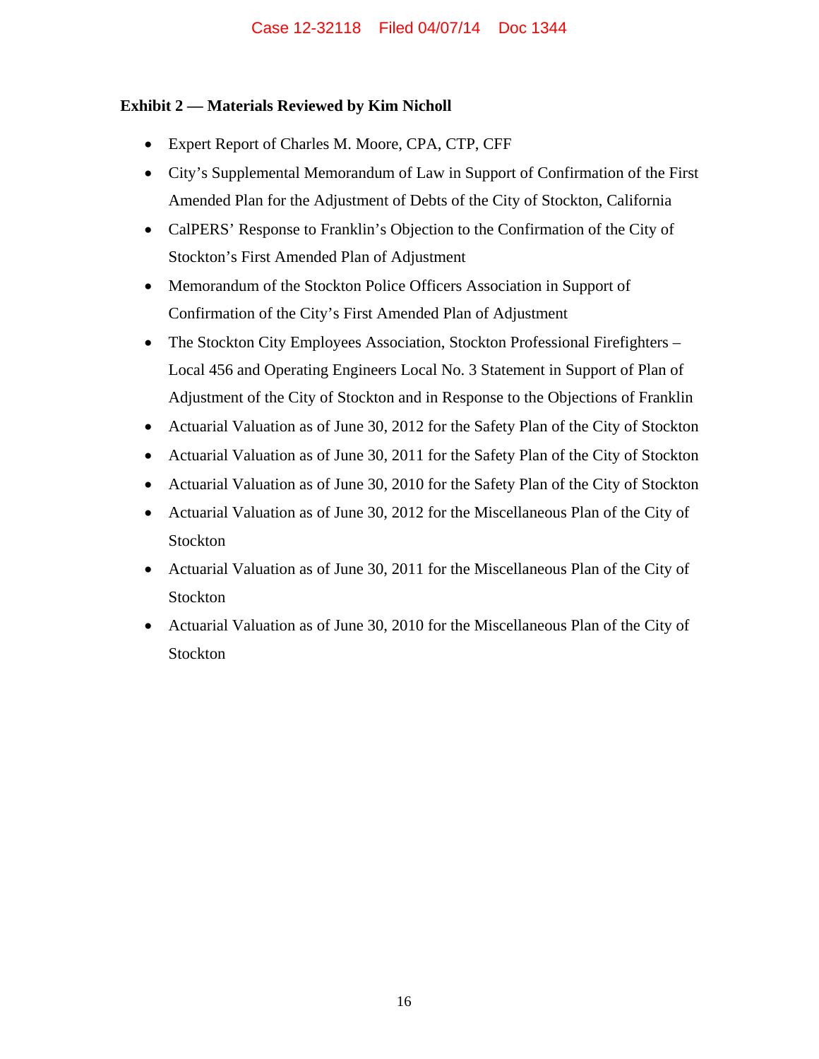**Exhibit 2 — Materials Reviewed by Kim Nicholl**

- Expert Report of Charles M. Moore, CPA, CTP, CFF
- City's Supplemental Memorandum of Law in Support of Confirmation of the First Amended Plan for the Adjustment of Debts of the City of Stockton, California
- CalPERS' Response to Franklin's Objection to the Confirmation of the City of Stockton's First Amended Plan of Adjustment
- Memorandum of the Stockton Police Officers Association in Support of Confirmation of the City's First Amended Plan of Adjustment
- The Stockton City Employees Association, Stockton Professional Firefighters – Local 456 and Operating Engineers Local No. 3 Statement in Support of Plan of Adjustment of the City of Stockton and in Response to the Objections of Franklin
- Actuarial Valuation as of June 30, 2012 for the Safety Plan of the City of Stockton
- Actuarial Valuation as of June 30, 2011 for the Safety Plan of the City of Stockton
- Actuarial Valuation as of June 30, 2010 for the Safety Plan of the City of Stockton
- Actuarial Valuation as of June 30, 2012 for the Miscellaneous Plan of the City of Stockton
- Actuarial Valuation as of June 30, 2011 for the Miscellaneous Plan of the City of Stockton
- Actuarial Valuation as of June 30, 2010 for the Miscellaneous Plan of the City of Stockton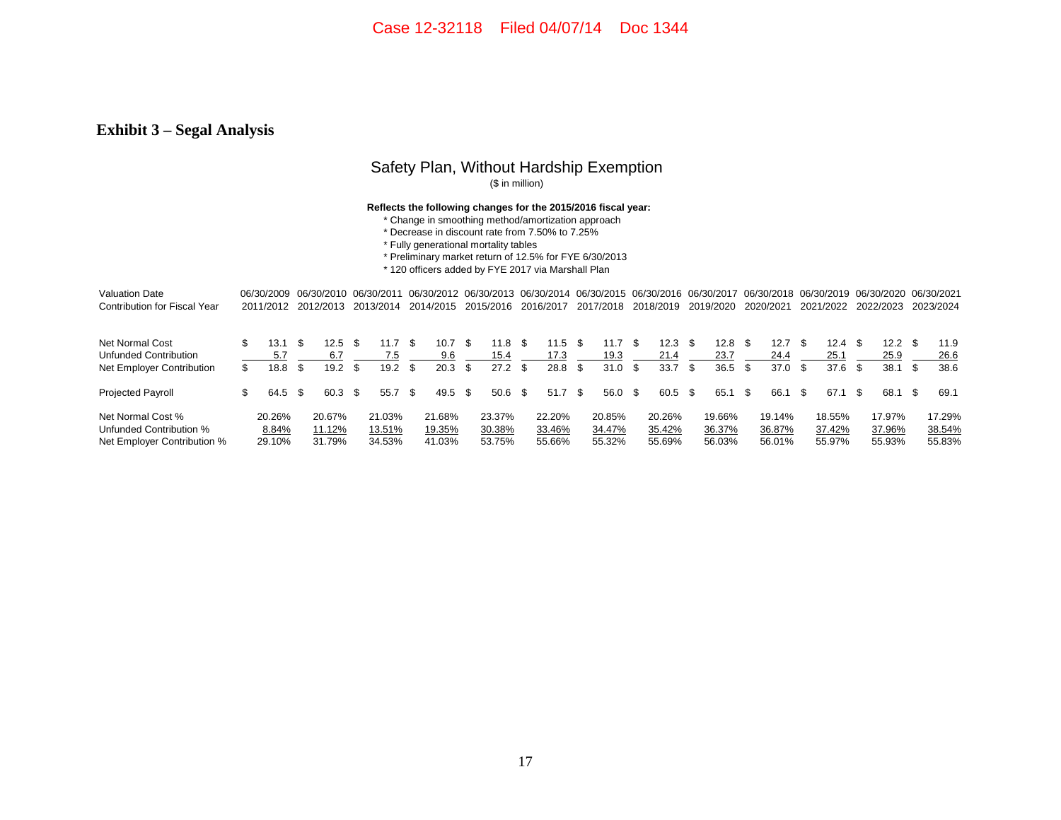Case 12-32118 Filed 04/07/14 Doc 1344

## Exhibit 3 – Segal Analysis

### Safety Plan, Without Hardship Exemption

($ in million)

**Reflects the following changes for the 2015/2016 fiscal year:**

- Change in smoothing method/amortization approach
- Decrease in discount rate from 7.50% to 7.25%
- Fully generational mortality tables
- Preliminary market return of 12.5% for FYE 6/30/2013
- 120 officers added by FYE 2017 via Marshall Plan

| Valuation Date | 06/30/2009 | 06/30/2010 | 06/30/2011 | 06/30/2012 | 06/30/2013 | 06/30/2014 | 06/30/2015 | 06/30/2016 | 06/30/2017 | 06/30/2018 | 06/30/2019 | 06/30/2020 | 06/30/2021 |
|---|---|---|---|---|---|---|---|---|---|---|---|---|---|
| Contribution for Fiscal Year | 2011/2012 | 2012/2013 | 2013/2014 | 2014/2015 | 2015/2016 | 2016/2017 | 2017/2018 | 2018/2019 | 2019/2020 | 2020/2021 | 2021/2022 | 2022/2023 | 2023/2024 |
| Net Normal Cost | $ 13.1 | $ 12.5 | $ 11.7 | $ 10.7 | $ 11.8 | $ 11.5 | $ 11.7 | $ 12.3 | $ 12.8 | $ 12.7 | $ 12.4 | $ 12.2 | $ 11.9 |
| Unfunded Contribution | 5.7 | 6.7 | 7.5 | 9.6 | 15.4 | 17.3 | 19.3 | 21.4 | 23.7 | 24.4 | 25.1 | 25.9 | 26.6 |
| Net Employer Contribution | $ 18.8 | $ 19.2 | $ 19.2 | $ 20.3 | $ 27.2 | $ 28.8 | $ 31.0 | $ 33.7 | $ 36.5 | $ 37.0 | $ 37.6 | $ 38.1 | $ 38.6 |
| Projected Payroll | $ 64.5 | $ 60.3 | $ 55.7 | $ 49.5 | $ 50.6 | $ 51.7 | $ 56.0 | $ 60.5 | $ 65.1 | $ 66.1 | $ 67.1 | $ 68.1 | $ 69.1 |
| Net Normal Cost % | 20.26% | 20.67% | 21.03% | 21.68% | 23.37% | 22.20% | 20.85% | 20.26% | 19.66% | 19.14% | 18.55% | 17.97% | 17.29% |
| Unfunded Contribution % | 8.84% | 11.12% | 13.51% | 19.35% | 30.38% | 33.46% | 34.47% | 35.42% | 36.37% | 36.87% | 37.42% | 37.96% | 38.54% |
| Net Employer Contribution % | 29.10% | 31.79% | 34.53% | 41.03% | 53.75% | 55.66% | 55.32% | 55.69% | 56.03% | 56.01% | 55.97% | 55.93% | 55.83% |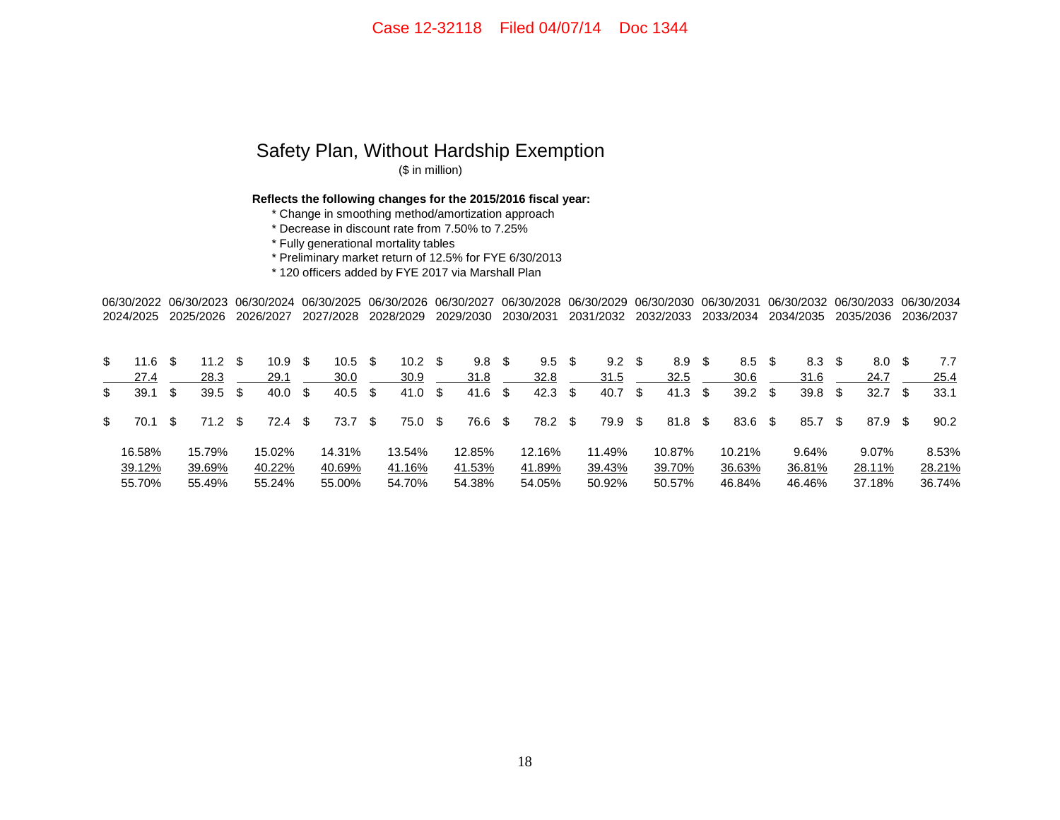Case 12-32118 Filed 04/07/14 Doc 1344

## Safety Plan, Without Hardship Exemption

($ in million)

**Reflects the following changes for the 2015/2016 fiscal year:**

* Change in smoothing method/amortization approach
* Decrease in discount rate from 7.50% to 7.25%
* Fully generational mortality tables
* Preliminary market return of 12.5% for FYE 6/30/2013
* 120 officers added by FYE 2017 via Marshall Plan

| 06/30/2022 2024/2025 | 06/30/2023 2025/2026 | 06/30/2024 2026/2027 | 06/30/2025 2027/2028 | 06/30/2026 2028/2029 | 06/30/2027 2029/2030 | 06/30/2028 2030/2031 | 06/30/2029 2031/2032 | 06/30/2030 2032/2033 | 06/30/2031 2033/2034 | 06/30/2032 2034/2035 | 06/30/2033 2035/2036 | 06/30/2034 2036/2037 |
|---|---|---|---|---|---|---|---|---|---|---|---|---|
| $ 11.6 | $ 11.2 | $ 10.9 | $ 10.5 | $ 10.2 | $ 9.8 | $ 9.5 | $ 9.2 | $ 8.9 | $ 8.5 | $ 8.3 | $ 8.0 | $ 7.7 |
| 27.4 | 28.3 | 29.1 | 30.0 | 30.9 | 31.8 | 32.8 | 31.5 | 32.5 | 30.6 | 31.6 | 24.7 | 25.4 |
| $ 39.1 | $ 39.5 | $ 40.0 | $ 40.5 | $ 41.0 | $ 41.6 | $ 42.3 | $ 40.7 | $ 41.3 | $ 39.2 | $ 39.8 | $ 32.7 | $ 33.1 |
| | | | | | | | | | | | | |
| $ 70.1 | $ 71.2 | $ 72.4 | $ 73.7 | $ 75.0 | $ 76.6 | $ 78.2 | $ 79.9 | $ 81.8 | $ 83.6 | $ 85.7 | $ 87.9 | $ 90.2 |
| | | | | | | | | | | | | |
| 16.58% | 15.79% | 15.02% | 14.31% | 13.54% | 12.85% | 12.16% | 11.49% | 10.87% | 10.21% | 9.64% | 9.07% | 8.53% |
| 39.12% | 39.69% | 40.22% | 40.69% | 41.16% | 41.53% | 41.89% | 39.43% | 39.70% | 36.63% | 36.81% | 28.11% | 28.21% |
| 55.70% | 55.49% | 55.24% | 55.00% | 54.70% | 54.38% | 54.05% | 50.92% | 50.57% | 46.84% | 46.46% | 37.18% | 36.74% |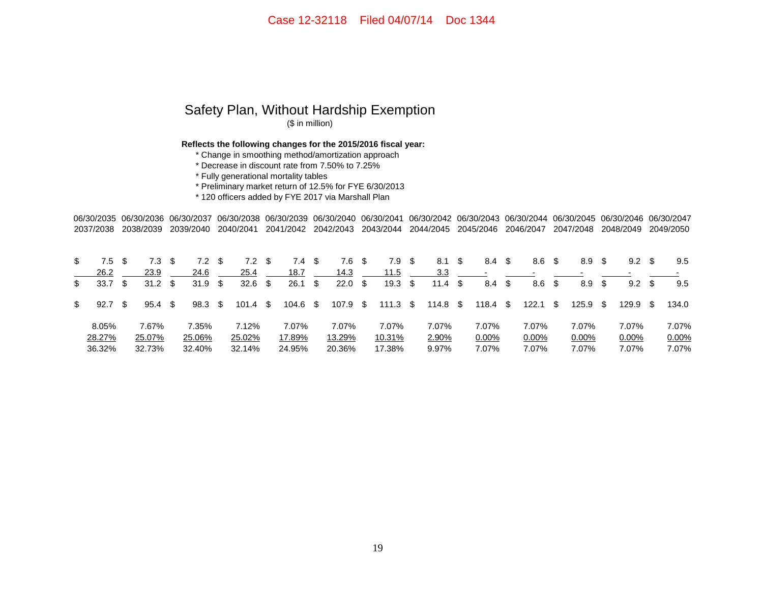Case 12-32118 Filed 04/07/14 Doc 1344

## Safety Plan, Without Hardship Exemption

($ in million)

**Reflects the following changes for the 2015/2016 fiscal year:**

* Change in smoothing method/amortization approach
* Decrease in discount rate from 7.50% to 7.25%
* Fully generational mortality tables
* Preliminary market return of 12.5% for FYE 6/30/2013
* 120 officers added by FYE 2017 via Marshall Plan

| 06/30/2035 2037/2038 | 06/30/2036 2038/2039 | 06/30/2037 2039/2040 | 06/30/2038 2040/2041 | 06/30/2039 2041/2042 | 06/30/2040 2042/2043 | 06/30/2041 2043/2044 | 06/30/2042 2044/2045 | 06/30/2043 2045/2046 | 06/30/2044 2046/2047 | 06/30/2045 2047/2048 | 06/30/2046 2048/2049 | 06/30/2047 2049/2050 |
|---|---|---|---|---|---|---|---|---|---|---|---|---|
| $ 7.5 | $ 7.3 | $ 7.2 | $ 7.2 | $ 7.4 | $ 7.6 | $ 7.9 | $ 8.1 | $ 8.4 | $ 8.6 | $ 8.9 | $ 9.2 | $ 9.5 |
| 26.2 | 23.9 | 24.6 | 25.4 | 18.7 | 14.3 | 11.5 | 3.3 | - | - | - | - | - |
| $ 33.7 | $ 31.2 | $ 31.9 | $ 32.6 | $ 26.1 | $ 22.0 | $ 19.3 | $ 11.4 | $ 8.4 | $ 8.6 | $ 8.9 | $ 9.2 | $ 9.5 |
| $ 92.7 | $ 95.4 | $ 98.3 | $ 101.4 | $ 104.6 | $ 107.9 | $ 111.3 | $ 114.8 | $ 118.4 | $ 122.1 | $ 125.9 | $ 129.9 | $ 134.0 |
| 8.05% | 7.67% | 7.35% | 7.12% | 7.07% | 7.07% | 7.07% | 7.07% | 7.07% | 7.07% | 7.07% | 7.07% | 7.07% |
| 28.27% | 25.07% | 25.06% | 25.02% | 17.89% | 13.29% | 10.31% | 2.90% | 0.00% | 0.00% | 0.00% | 0.00% | 0.00% |
| 36.32% | 32.73% | 32.40% | 32.14% | 24.95% | 20.36% | 17.38% | 9.97% | 7.07% | 7.07% | 7.07% | 7.07% | 7.07% |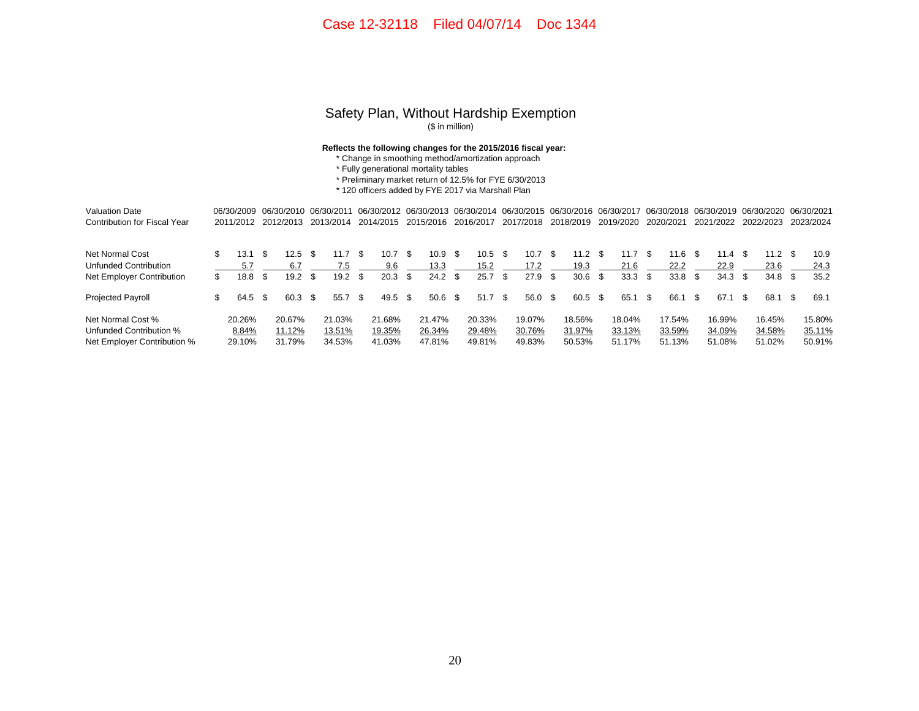## Safety Plan, Without Hardship Exemption

($ in million)

**Reflects the following changes for the 2015/2016 fiscal year:**

* Change in smoothing method/amortization approach
* Fully generational mortality tables
* Preliminary market return of 12.5% for FYE 6/30/2013
* 120 officers added by FYE 2017 via Marshall Plan

| Valuation Date | 06/30/2009 | 06/30/2010 | 06/30/2011 | 06/30/2012 | 06/30/2013 | 06/30/2014 | 06/30/2015 | 06/30/2016 | 06/30/2017 | 06/30/2018 | 06/30/2019 | 06/30/2020 | 06/30/2021 |
|---|---|---|---|---|---|---|---|---|---|---|---|---|---|
| Contribution for Fiscal Year | 2011/2012 | 2012/2013 | 2013/2014 | 2014/2015 | 2015/2016 | 2016/2017 | 2017/2018 | 2018/2019 | 2019/2020 | 2020/2021 | 2021/2022 | 2022/2023 | 2023/2024 |
| Net Normal Cost | $ 13.1 | $ 12.5 | $ 11.7 | $ 10.7 | $ 10.9 | $ 10.5 | $ 10.7 | $ 11.2 | $ 11.7 | $ 11.6 | $ 11.4 | $ 11.2 | $ 10.9 |
| Unfunded Contribution | 5.7 | 6.7 | 7.5 | 9.6 | 13.3 | 15.2 | 17.2 | 19.3 | 21.6 | 22.2 | 22.9 | 23.6 | 24.3 |
| Net Employer Contribution | $ 18.8 | $ 19.2 | $ 19.2 | $ 20.3 | $ 24.2 | $ 25.7 | $ 27.9 | $ 30.6 | $ 33.3 | $ 33.8 | $ 34.3 | $ 34.8 | $ 35.2 |
| Projected Payroll | $ 64.5 | $ 60.3 | $ 55.7 | $ 49.5 | $ 50.6 | $ 51.7 | $ 56.0 | $ 60.5 | $ 65.1 | $ 66.1 | $ 67.1 | $ 68.1 | $ 69.1 |
| Net Normal Cost % | 20.26% | 20.67% | 21.03% | 21.68% | 21.47% | 20.33% | 19.07% | 18.56% | 18.04% | 17.54% | 16.99% | 16.45% | 15.80% |
| Unfunded Contribution % | 8.84% | 11.12% | 13.51% | 19.35% | 26.34% | 29.48% | 30.76% | 31.97% | 33.13% | 33.59% | 34.09% | 34.58% | 35.11% |
| Net Employer Contribution % | 29.10% | 31.79% | 34.53% | 41.03% | 47.81% | 49.81% | 49.83% | 50.53% | 51.17% | 51.13% | 51.08% | 51.02% | 50.91% |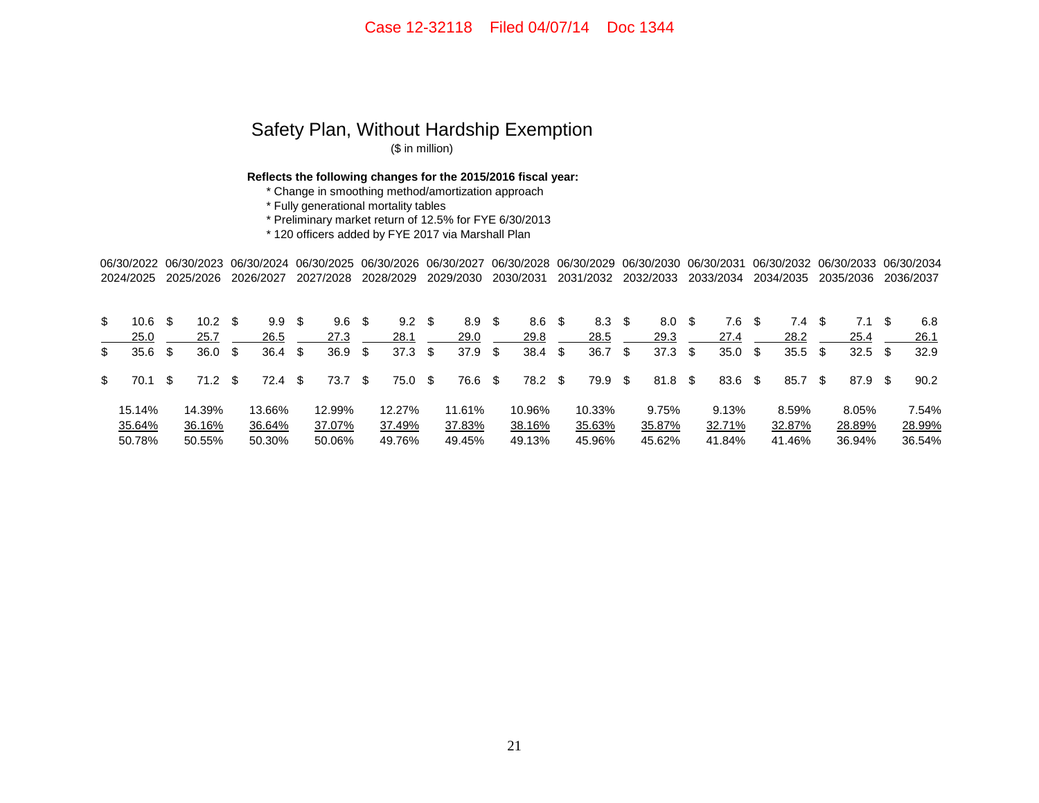## Safety Plan, Without Hardship Exemption

($ in million)

**Reflects the following changes for the 2015/2016 fiscal year:**

* Change in smoothing method/amortization approach
* Fully generational mortality tables
* Preliminary market return of 12.5% for FYE 6/30/2013
* 120 officers added by FYE 2017 via Marshall Plan

| 06/30/2022 2024/2025 | 06/30/2023 2025/2026 | 06/30/2024 2026/2027 | 06/30/2025 2027/2028 | 06/30/2026 2028/2029 | 06/30/2027 2029/2030 | 06/30/2028 2030/2031 | 06/30/2029 2031/2032 | 06/30/2030 2032/2033 | 06/30/2031 2033/2034 | 06/30/2032 2034/2035 | 06/30/2033 2035/2036 | 06/30/2034 2036/2037 |
|---|---|---|---|---|---|---|---|---|---|---|---|---|
| $ 10.6 | $ 10.2 | $ 9.9 | $ 9.6 | $ 9.2 | $ 8.9 | $ 8.6 | $ 8.3 | $ 8.0 | $ 7.6 | $ 7.4 | $ 7.1 | $ 6.8 |
| 25.0 | 25.7 | 26.5 | 27.3 | 28.1 | 29.0 | 29.8 | 28.5 | 29.3 | 27.4 | 28.2 | 25.4 | 26.1 |
| $ 35.6 | $ 36.0 | $ 36.4 | $ 36.9 | $ 37.3 | $ 37.9 | $ 38.4 | $ 36.7 | $ 37.3 | $ 35.0 | $ 35.5 | $ 32.5 | $ 32.9 |
| $ 70.1 | $ 71.2 | $ 72.4 | $ 73.7 | $ 75.0 | $ 76.6 | $ 78.2 | $ 79.9 | $ 81.8 | $ 83.6 | $ 85.7 | $ 87.9 | $ 90.2 |
| 15.14% | 14.39% | 13.66% | 12.99% | 12.27% | 11.61% | 10.96% | 10.33% | 9.75% | 9.13% | 8.59% | 8.05% | 7.54% |
| 35.64% | 36.16% | 36.64% | 37.07% | 37.49% | 37.83% | 38.16% | 35.63% | 35.87% | 32.71% | 32.87% | 28.89% | 28.99% |
| 50.78% | 50.55% | 50.30% | 50.06% | 49.76% | 49.45% | 49.13% | 45.96% | 45.62% | 41.84% | 41.46% | 36.94% | 36.54% |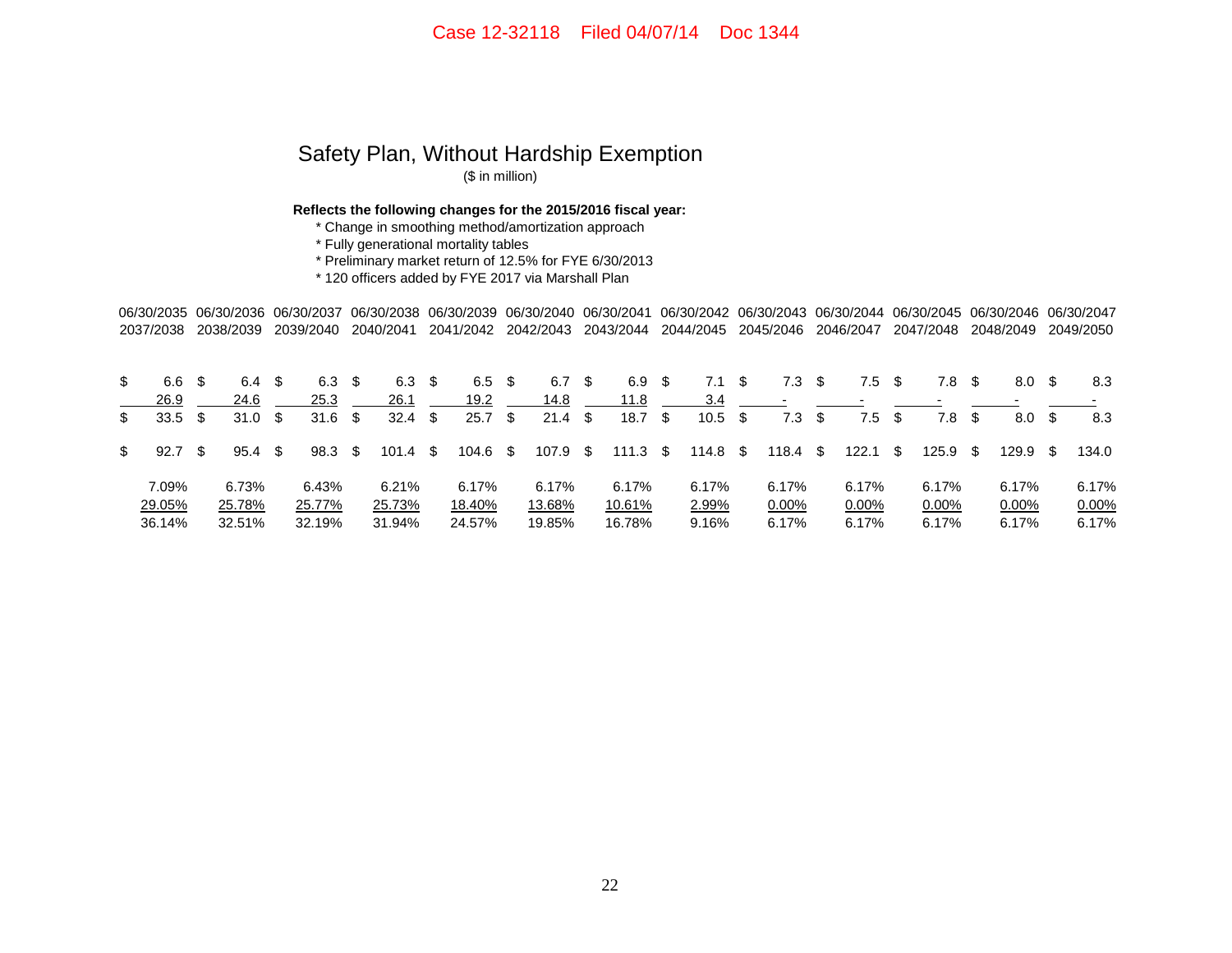Case 12-32118 Filed 04/07/14 Doc 1344

# Safety Plan, Without Hardship Exemption

($ in million)

**Reflects the following changes for the 2015/2016 fiscal year:**

* Change in smoothing method/amortization approach
* Fully generational mortality tables
* Preliminary market return of 12.5% for FYE 6/30/2013
* 120 officers added by FYE 2017 via Marshall Plan

| 06/30/2035<br>2037/2038 | 06/30/2036<br>2038/2039 | 06/30/2037<br>2039/2040 | 06/30/2038<br>2040/2041 | 06/30/2039<br>2041/2042 | 06/30/2040<br>2042/2043 | 06/30/2041<br>2043/2044 | 06/30/2042<br>2044/2045 | 06/30/2043<br>2045/2046 | 06/30/2044<br>2046/2047 | 06/30/2045<br>2047/2048 | 06/30/2046<br>2048/2049 | 06/30/2047<br>2049/2050 |
|---|---|---|---|---|---|---|---|---|---|---|---|---|
| $ 6.6 | $ 6.4 | $ 6.3 | $ 6.3 | $ 6.5 | $ 6.7 | $ 6.9 | $ 7.1 | $ 7.3 | $ 7.5 | $ 7.8 | $ 8.0 | $ 8.3 |
| 26.9 | 24.6 | 25.3 | 26.1 | 19.2 | 14.8 | 11.8 | 3.4 | - | - | - | - | - |
| $ 33.5 | $ 31.0 | $ 31.6 | $ 32.4 | $ 25.7 | $ 21.4 | $ 18.7 | $ 10.5 | $ 7.3 | $ 7.5 | $ 7.8 | $ 8.0 | $ 8.3 |
| $ 92.7 | $ 95.4 | $ 98.3 | $ 101.4 | $ 104.6 | $ 107.9 | $ 111.3 | $ 114.8 | $ 118.4 | $ 122.1 | $ 125.9 | $ 129.9 | $ 134.0 |
| 7.09% | 6.73% | 6.43% | 6.21% | 6.17% | 6.17% | 6.17% | 6.17% | 6.17% | 6.17% | 6.17% | 6.17% | 6.17% |
| 29.05% | 25.78% | 25.77% | 25.73% | 18.40% | 13.68% | 10.61% | 2.99% | 0.00% | 0.00% | 0.00% | 0.00% | 0.00% |
| 36.14% | 32.51% | 32.19% | 31.94% | 24.57% | 19.85% | 16.78% | 9.16% | 6.17% | 6.17% | 6.17% | 6.17% | 6.17% |